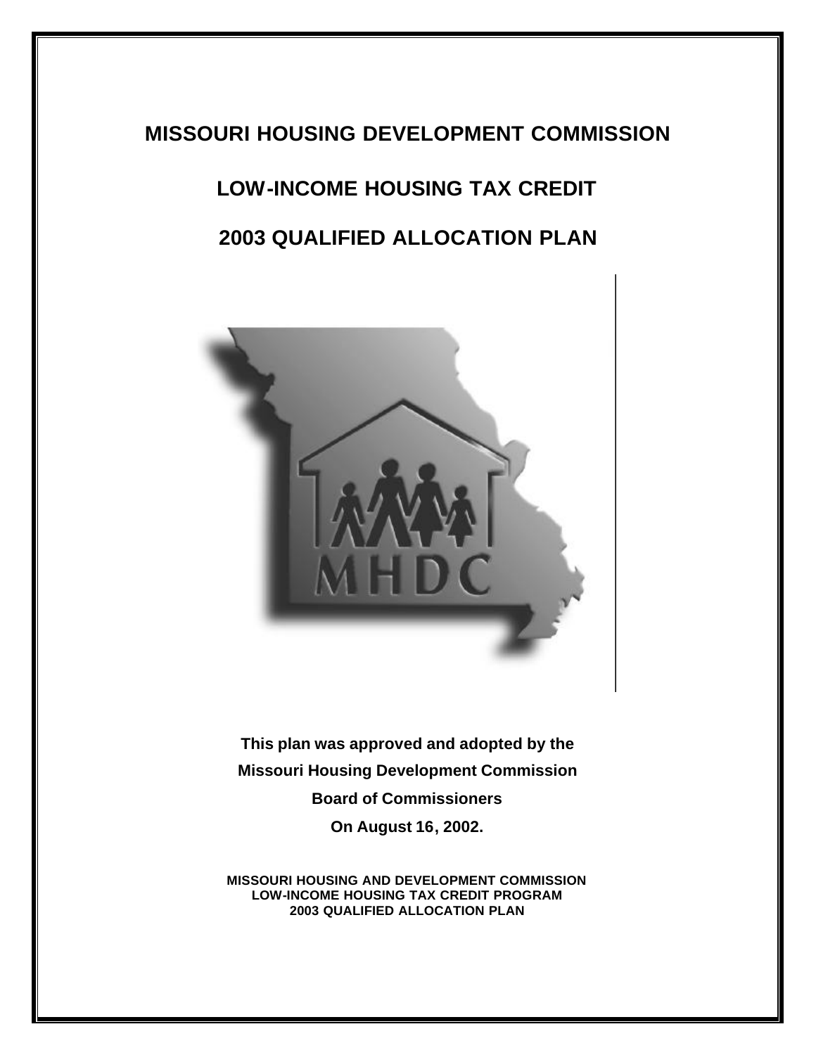# MISSOURI HOUSING DEVELOPMENT COMMISSION

## LOW-INCOME HOUSING TAX CREDIT

## 2003 QUALIFIED ALLOCATION PLAN

**This plan was approved and adopted by the**

**Missouri Housing Development Commission**

**Board of Commissioners**

**On August 16, 2002.**

**MISSOURI HOUSING AND DEVELOPMENT COMMISSION**
**LOW-INCOME HOUSING TAX CREDIT PROGRAM**
**2003 QUALIFIED ALLOCATION PLAN**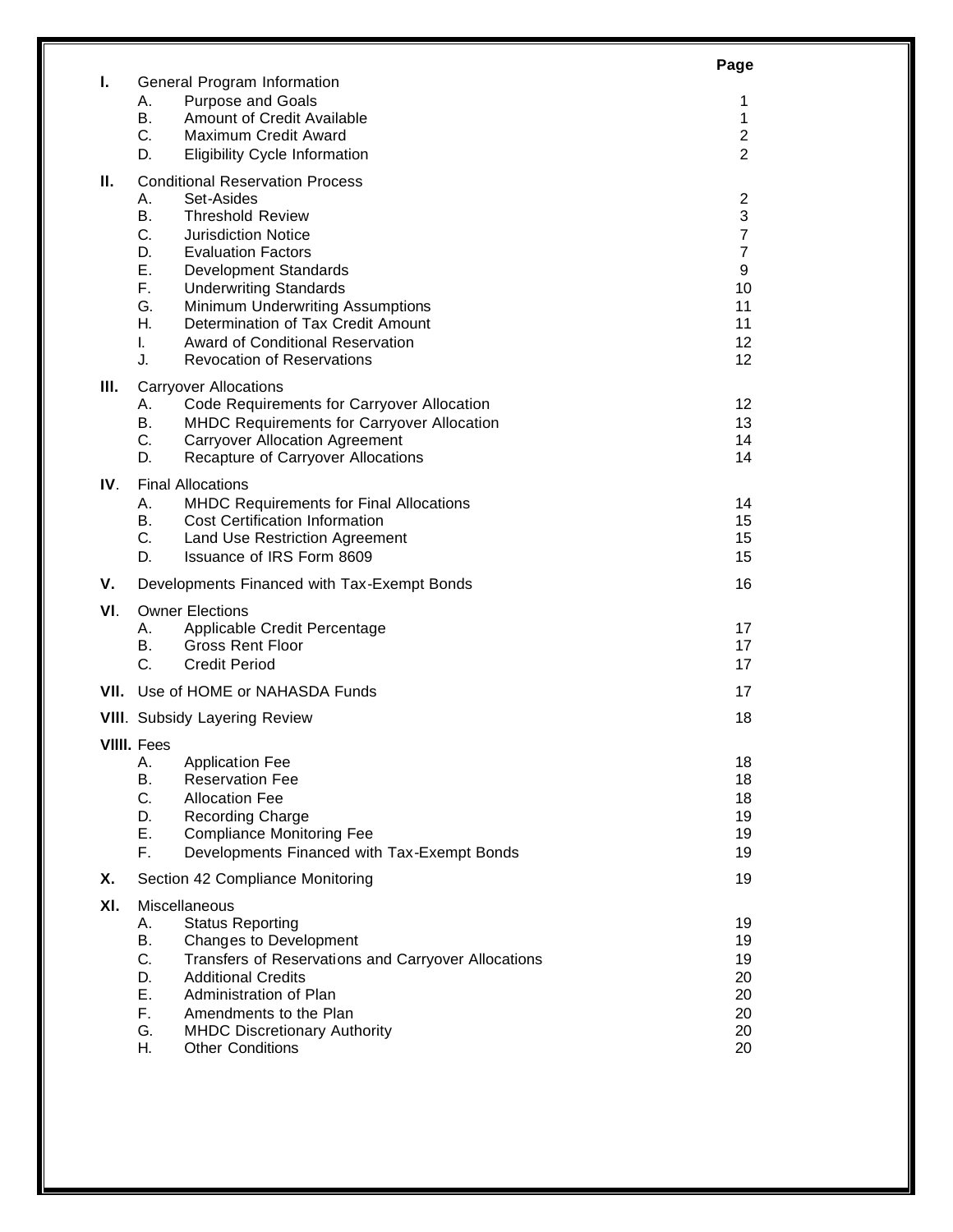| | | | Page |
|---|---|---|---|
| **I.** | General Program Information | | |
| | A. | Purpose and Goals | 1 |
| | B. | Amount of Credit Available | 1 |
| | C. | Maximum Credit Award | 2 |
| | D. | Eligibility Cycle Information | 2 |
| **II.** | Conditional Reservation Process | | |
| | A. | Set-Asides | 2 |
| | B. | Threshold Review | 3 |
| | C. | Jurisdiction Notice | 7 |
| | D. | Evaluation Factors | 7 |
| | E. | Development Standards | 9 |
| | F. | Underwriting Standards | 10 |
| | G. | Minimum Underwriting Assumptions | 11 |
| | H. | Determination of Tax Credit Amount | 11 |
| | I. | Award of Conditional Reservation | 12 |
| | J. | Revocation of Reservations | 12 |
| **III.** | Carryover Allocations | | |
| | A. | Code Requirements for Carryover Allocation | 12 |
| | B. | MHDC Requirements for Carryover Allocation | 13 |
| | C. | Carryover Allocation Agreement | 14 |
| | D. | Recapture of Carryover Allocations | 14 |
| **IV**. | Final Allocations | | |
| | A. | MHDC Requirements for Final Allocations | 14 |
| | B. | Cost Certification Information | 15 |
| | C. | Land Use Restriction Agreement | 15 |
| | D. | Issuance of IRS Form 8609 | 15 |
| **V.** | Developments Financed with Tax-Exempt Bonds | | 16 |
| **VI**. | Owner Elections | | |
| | A. | Applicable Credit Percentage | 17 |
| | B. | Gross Rent Floor | 17 |
| | C. | Credit Period | 17 |
| **VII.** | Use of HOME or NAHASDA Funds | | 17 |
| **VIII**. | Subsidy Layering Review | | 18 |
| **VIIII.** | Fees | | |
| | A. | Application Fee | 18 |
| | B. | Reservation Fee | 18 |
| | C. | Allocation Fee | 18 |
| | D. | Recording Charge | 19 |
| | E. | Compliance Monitoring Fee | 19 |
| | F. | Developments Financed with Tax-Exempt Bonds | 19 |
| **X.** | Section 42 Compliance Monitoring | | 19 |
| **XI.** | Miscellaneous | | |
| | A. | Status Reporting | 19 |
| | B. | Changes to Development | 19 |
| | C. | Transfers of Reservations and Carryover Allocations | 19 |
| | D. | Additional Credits | 20 |
| | E. | Administration of Plan | 20 |
| | F. | Amendments to the Plan | 20 |
| | G. | MHDC Discretionary Authority | 20 |
| | H. | Other Conditions | 20 |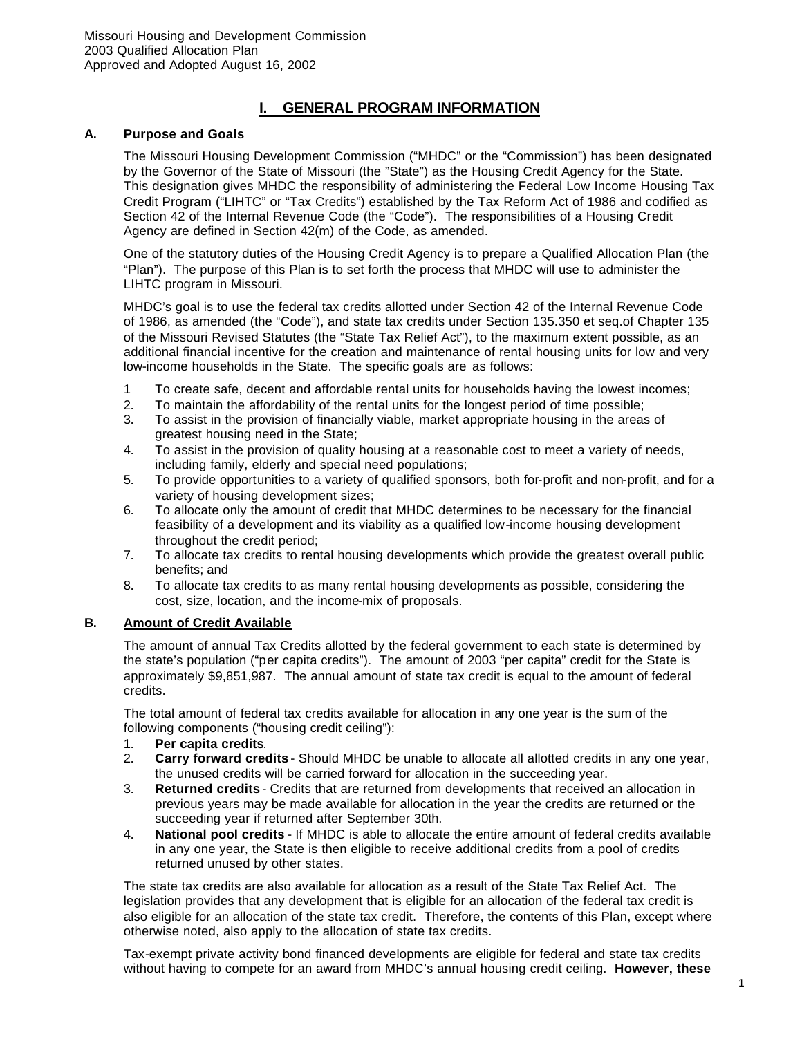Missouri Housing and Development Commission
2003 Qualified Allocation Plan
Approved and Adopted August 16, 2002

# I. GENERAL PROGRAM INFORMATION

## A. Purpose and Goals

The Missouri Housing Development Commission ("MHDC" or the "Commission") has been designated by the Governor of the State of Missouri (the "State") as the Housing Credit Agency for the State. This designation gives MHDC the responsibility of administering the Federal Low Income Housing Tax Credit Program ("LIHTC" or "Tax Credits") established by the Tax Reform Act of 1986 and codified as Section 42 of the Internal Revenue Code (the "Code"). The responsibilities of a Housing Credit Agency are defined in Section 42(m) of the Code, as amended.

One of the statutory duties of the Housing Credit Agency is to prepare a Qualified Allocation Plan (the "Plan"). The purpose of this Plan is to set forth the process that MHDC will use to administer the LIHTC program in Missouri.

MHDC's goal is to use the federal tax credits allotted under Section 42 of the Internal Revenue Code of 1986, as amended (the "Code"), and state tax credits under Section 135.350 et seq.of Chapter 135 of the Missouri Revised Statutes (the "State Tax Relief Act"), to the maximum extent possible, as an additional financial incentive for the creation and maintenance of rental housing units for low and very low-income households in the State. The specific goals are as follows:

1 To create safe, decent and affordable rental units for households having the lowest incomes;
2. To maintain the affordability of the rental units for the longest period of time possible;
3. To assist in the provision of financially viable, market appropriate housing in the areas of greatest housing need in the State;
4. To assist in the provision of quality housing at a reasonable cost to meet a variety of needs, including family, elderly and special need populations;
5. To provide opportunities to a variety of qualified sponsors, both for-profit and non-profit, and for a variety of housing development sizes;
6. To allocate only the amount of credit that MHDC determines to be necessary for the financial feasibility of a development and its viability as a qualified low-income housing development throughout the credit period;
7. To allocate tax credits to rental housing developments which provide the greatest overall public benefits; and
8. To allocate tax credits to as many rental housing developments as possible, considering the cost, size, location, and the income-mix of proposals.

## B. Amount of Credit Available

The amount of annual Tax Credits allotted by the federal government to each state is determined by the state's population ("per capita credits"). The amount of 2003 "per capita" credit for the State is approximately $9,851,987. The annual amount of state tax credit is equal to the amount of federal credits.

The total amount of federal tax credits available for allocation in any one year is the sum of the following components ("housing credit ceiling"):

1. **Per capita credits**.
2. **Carry forward credits** - Should MHDC be unable to allocate all allotted credits in any one year, the unused credits will be carried forward for allocation in the succeeding year.
3. **Returned credits** - Credits that are returned from developments that received an allocation in previous years may be made available for allocation in the year the credits are returned or the succeeding year if returned after September 30th.
4. **National pool credits** - If MHDC is able to allocate the entire amount of federal credits available in any one year, the State is then eligible to receive additional credits from a pool of credits returned unused by other states.

The state tax credits are also available for allocation as a result of the State Tax Relief Act. The legislation provides that any development that is eligible for an allocation of the federal tax credit is also eligible for an allocation of the state tax credit. Therefore, the contents of this Plan, except where otherwise noted, also apply to the allocation of state tax credits.

Tax-exempt private activity bond financed developments are eligible for federal and state tax credits without having to compete for an award from MHDC's annual housing credit ceiling. **However, these**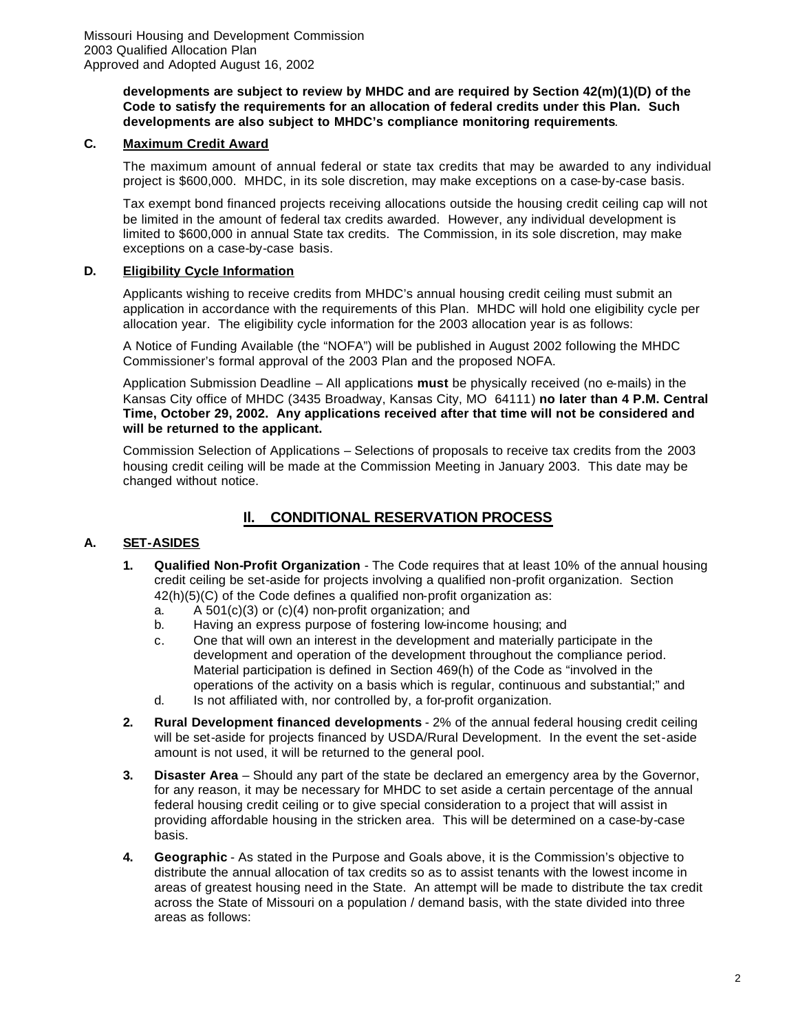**developments are subject to review by MHDC and are required by Section 42(m)(1)(D) of the Code to satisfy the requirements for an allocation of federal credits under this Plan. Such developments are also subject to MHDC's compliance monitoring requirements**.

### C. Maximum Credit Award

The maximum amount of annual federal or state tax credits that may be awarded to any individual project is $600,000. MHDC, in its sole discretion, may make exceptions on a case-by-case basis.

Tax exempt bond financed projects receiving allocations outside the housing credit ceiling cap will not be limited in the amount of federal tax credits awarded. However, any individual development is limited to $600,000 in annual State tax credits. The Commission, in its sole discretion, may make exceptions on a case-by-case basis.

### D. Eligibility Cycle Information

Applicants wishing to receive credits from MHDC's annual housing credit ceiling must submit an application in accordance with the requirements of this Plan. MHDC will hold one eligibility cycle per allocation year. The eligibility cycle information for the 2003 allocation year is as follows:

A Notice of Funding Available (the "NOFA") will be published in August 2002 following the MHDC Commissioner's formal approval of the 2003 Plan and the proposed NOFA.

Application Submission Deadline – All applications **must** be physically received (no e-mails) in the Kansas City office of MHDC (3435 Broadway, Kansas City, MO 64111) **no later than 4 P.M. Central Time, October 29, 2002. Any applications received after that time will not be considered and will be returned to the applicant.**

Commission Selection of Applications – Selections of proposals to receive tax credits from the 2003 housing credit ceiling will be made at the Commission Meeting in January 2003. This date may be changed without notice.

## II. CONDITIONAL RESERVATION PROCESS

### A. SET-ASIDES

1. **Qualified Non-Profit Organization** - The Code requires that at least 10% of the annual housing credit ceiling be set-aside for projects involving a qualified non-profit organization. Section 42(h)(5)(C) of the Code defines a qualified non-profit organization as:
   a. A 501(c)(3) or (c)(4) non-profit organization; and
   b. Having an express purpose of fostering low-income housing; and
   c. One that will own an interest in the development and materially participate in the development and operation of the development throughout the compliance period. Material participation is defined in Section 469(h) of the Code as "involved in the operations of the activity on a basis which is regular, continuous and substantial;" and
   d. Is not affiliated with, nor controlled by, a for-profit organization.

2. **Rural Development financed developments** - 2% of the annual federal housing credit ceiling will be set-aside for projects financed by USDA/Rural Development. In the event the set-aside amount is not used, it will be returned to the general pool.

3. **Disaster Area** – Should any part of the state be declared an emergency area by the Governor, for any reason, it may be necessary for MHDC to set aside a certain percentage of the annual federal housing credit ceiling or to give special consideration to a project that will assist in providing affordable housing in the stricken area. This will be determined on a case-by-case basis.

4. **Geographic** - As stated in the Purpose and Goals above, it is the Commission's objective to distribute the annual allocation of tax credits so as to assist tenants with the lowest income in areas of greatest housing need in the State. An attempt will be made to distribute the tax credit across the State of Missouri on a population / demand basis, with the state divided into three areas as follows: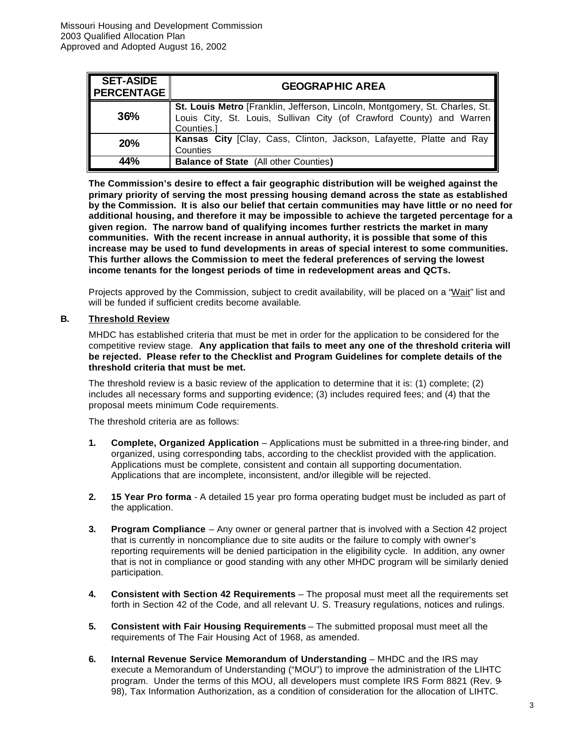| SET-ASIDE PERCENTAGE | GEOGRAPHIC AREA |
|---|---|
| 36% | **St. Louis Metro** [Franklin, Jefferson, Lincoln, Montgomery, St. Charles, St. Louis City, St. Louis, Sullivan City (of Crawford County) and Warren Counties.] |
| 20% | **Kansas City** [Clay, Cass, Clinton, Jackson, Lafayette, Platte and Ray Counties |
| 44% | **Balance of State** (All other Counties**)** |

**The Commission's desire to effect a fair geographic distribution will be weighed against the primary priority of serving the most pressing housing demand across the state as established by the Commission. It is also our belief that certain communities may have little or no need for additional housing, and therefore it may be impossible to achieve the targeted percentage for a given region. The narrow band of qualifying incomes further restricts the market in many communities. With the recent increase in annual authority, it is possible that some of this increase may be used to fund developments in areas of special interest to some communities. This further allows the Commission to meet the federal preferences of serving the lowest income tenants for the longest periods of time in redevelopment areas and QCTs.**

Projects approved by the Commission, subject to credit availability, will be placed on a "Wait" list and will be funded if sufficient credits become available.

## B. Threshold Review

MHDC has established criteria that must be met in order for the application to be considered for the competitive review stage. **Any application that fails to meet any one of the threshold criteria will be rejected. Please refer to the Checklist and Program Guidelines for complete details of the threshold criteria that must be met.**

The threshold review is a basic review of the application to determine that it is: (1) complete; (2) includes all necessary forms and supporting evidence; (3) includes required fees; and (4) that the proposal meets minimum Code requirements.

The threshold criteria are as follows:

1. **Complete, Organized Application** – Applications must be submitted in a three-ring binder, and organized, using corresponding tabs, according to the checklist provided with the application. Applications must be complete, consistent and contain all supporting documentation. Applications that are incomplete, inconsistent, and/or illegible will be rejected.

2. **15 Year Pro forma** - A detailed 15 year pro forma operating budget must be included as part of the application.

3. **Program Compliance** – Any owner or general partner that is involved with a Section 42 project that is currently in noncompliance due to site audits or the failure to comply with owner's reporting requirements will be denied participation in the eligibility cycle. In addition, any owner that is not in compliance or good standing with any other MHDC program will be similarly denied participation.

4. **Consistent with Section 42 Requirements** – The proposal must meet all the requirements set forth in Section 42 of the Code, and all relevant U. S. Treasury regulations, notices and rulings.

5. **Consistent with Fair Housing Requirements** – The submitted proposal must meet all the requirements of The Fair Housing Act of 1968, as amended.

6. **Internal Revenue Service Memorandum of Understanding** – MHDC and the IRS may execute a Memorandum of Understanding ("MOU") to improve the administration of the LIHTC program. Under the terms of this MOU, all developers must complete IRS Form 8821 (Rev. 9-98), Tax Information Authorization, as a condition of consideration for the allocation of LIHTC.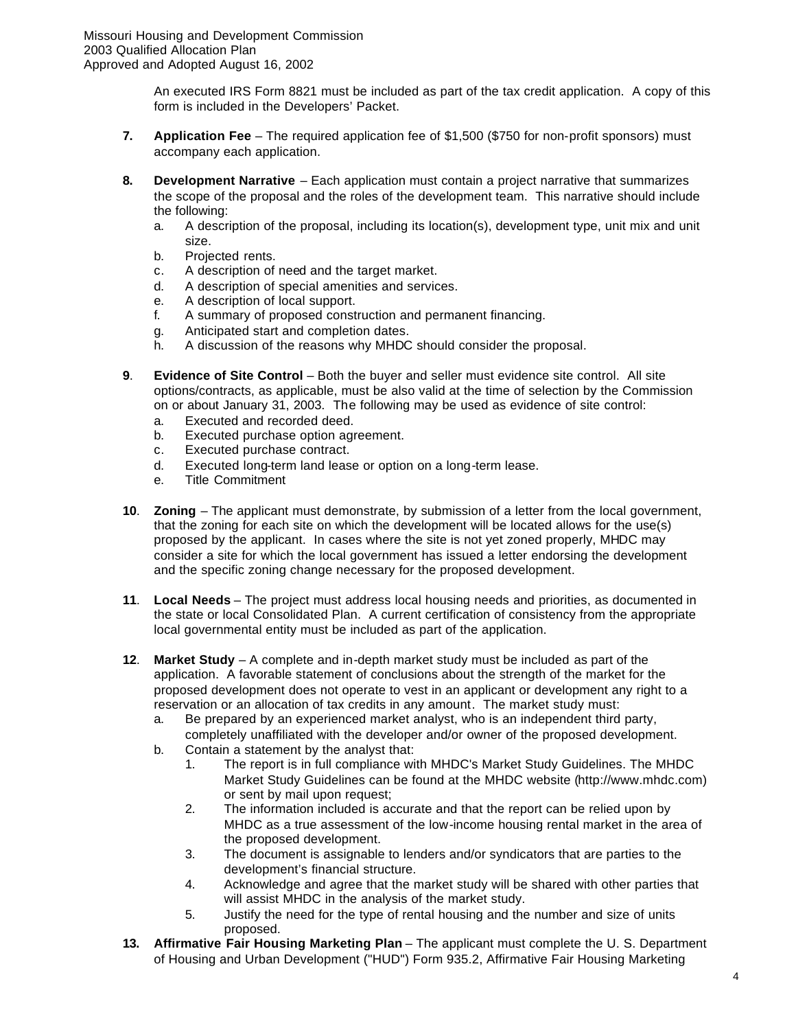An executed IRS Form 8821 must be included as part of the tax credit application. A copy of this form is included in the Developers' Packet.

7. **Application Fee** – The required application fee of $1,500 ($750 for non-profit sponsors) must accompany each application.

8. **Development Narrative** – Each application must contain a project narrative that summarizes the scope of the proposal and the roles of the development team. This narrative should include the following:
   a. A description of the proposal, including its location(s), development type, unit mix and unit size.
   b. Projected rents.
   c. A description of need and the target market.
   d. A description of special amenities and services.
   e. A description of local support.
   f. A summary of proposed construction and permanent financing.
   g. Anticipated start and completion dates.
   h. A discussion of the reasons why MHDC should consider the proposal.

9. **Evidence of Site Control** – Both the buyer and seller must evidence site control. All site options/contracts, as applicable, must be also valid at the time of selection by the Commission on or about January 31, 2003. The following may be used as evidence of site control:
   a. Executed and recorded deed.
   b. Executed purchase option agreement.
   c. Executed purchase contract.
   d. Executed long-term land lease or option on a long-term lease.
   e. Title Commitment

10. **Zoning** – The applicant must demonstrate, by submission of a letter from the local government, that the zoning for each site on which the development will be located allows for the use(s) proposed by the applicant. In cases where the site is not yet zoned properly, MHDC may consider a site for which the local government has issued a letter endorsing the development and the specific zoning change necessary for the proposed development.

11. **Local Needs** – The project must address local housing needs and priorities, as documented in the state or local Consolidated Plan. A current certification of consistency from the appropriate local governmental entity must be included as part of the application.

12. **Market Study** – A complete and in-depth market study must be included as part of the application. A favorable statement of conclusions about the strength of the market for the proposed development does not operate to vest in an applicant or development any right to a reservation or an allocation of tax credits in any amount. The market study must:
   a. Be prepared by an experienced market analyst, who is an independent third party, completely unaffiliated with the developer and/or owner of the proposed development.
   b. Contain a statement by the analyst that:
      1. The report is in full compliance with MHDC's Market Study Guidelines. The MHDC Market Study Guidelines can be found at the MHDC website (http://www.mhdc.com) or sent by mail upon request;
      2. The information included is accurate and that the report can be relied upon by MHDC as a true assessment of the low-income housing rental market in the area of the proposed development.
      3. The document is assignable to lenders and/or syndicators that are parties to the development's financial structure.
      4. Acknowledge and agree that the market study will be shared with other parties that will assist MHDC in the analysis of the market study.
      5. Justify the need for the type of rental housing and the number and size of units proposed.

13. **Affirmative Fair Housing Marketing Plan** – The applicant must complete the U. S. Department of Housing and Urban Development ("HUD") Form 935.2, Affirmative Fair Housing Marketing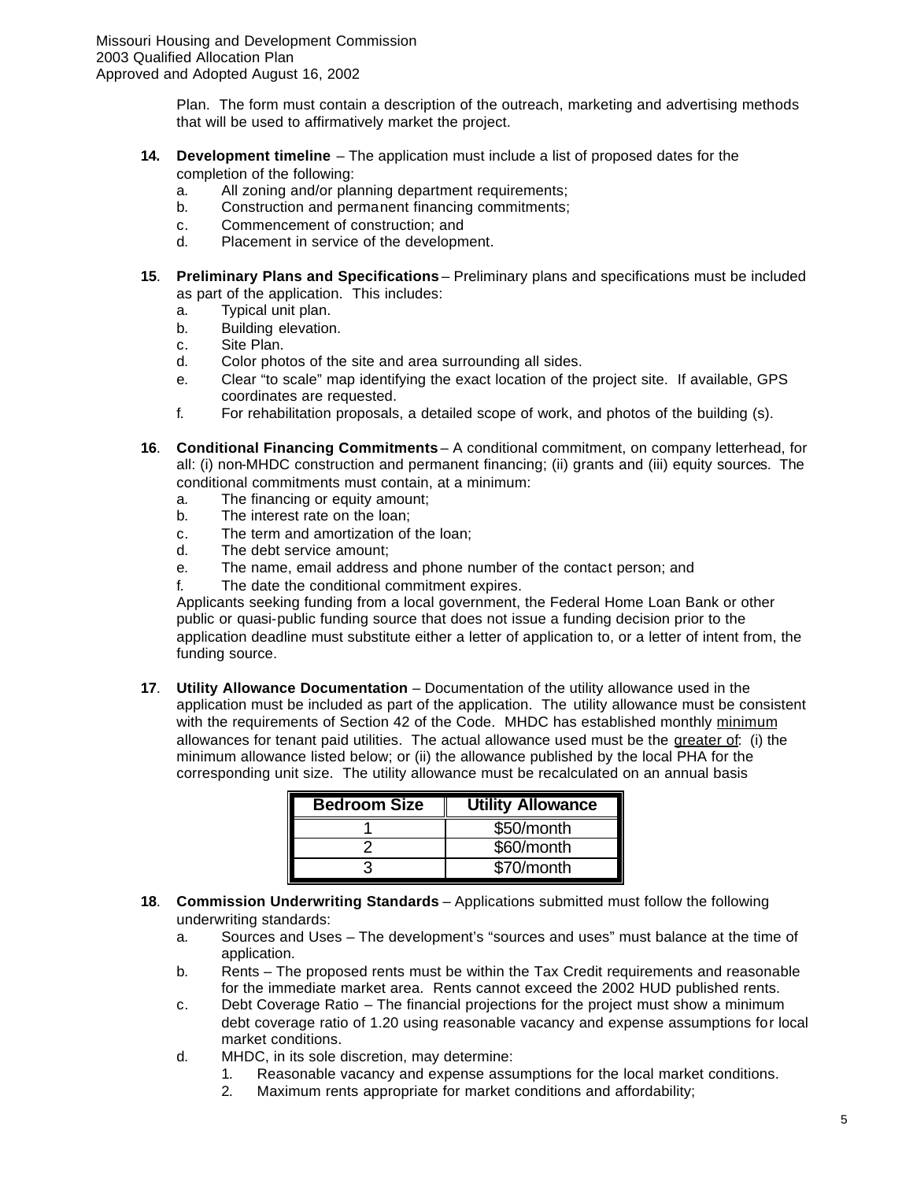Plan. The form must contain a description of the outreach, marketing and advertising methods that will be used to affirmatively market the project.

**14. Development timeline** – The application must include a list of proposed dates for the completion of the following:

a. All zoning and/or planning department requirements;
b. Construction and permanent financing commitments;
c. Commencement of construction; and
d. Placement in service of the development.

**15. Preliminary Plans and Specifications** – Preliminary plans and specifications must be included as part of the application. This includes:

a. Typical unit plan.
b. Building elevation.
c. Site Plan.
d. Color photos of the site and area surrounding all sides.
e. Clear "to scale" map identifying the exact location of the project site. If available, GPS coordinates are requested.
f. For rehabilitation proposals, a detailed scope of work, and photos of the building (s).

**16. Conditional Financing Commitments** – A conditional commitment, on company letterhead, for all: (i) non-MHDC construction and permanent financing; (ii) grants and (iii) equity sources. The conditional commitments must contain, at a minimum:

a. The financing or equity amount;
b. The interest rate on the loan;
c. The term and amortization of the loan;
d. The debt service amount;
e. The name, email address and phone number of the contact person; and
f. The date the conditional commitment expires.

Applicants seeking funding from a local government, the Federal Home Loan Bank or other public or quasi-public funding source that does not issue a funding decision prior to the application deadline must substitute either a letter of application to, or a letter of intent from, the funding source.

**17. Utility Allowance Documentation** – Documentation of the utility allowance used in the application must be included as part of the application. The utility allowance must be consistent with the requirements of Section 42 of the Code. MHDC has established monthly minimum allowances for tenant paid utilities. The actual allowance used must be the greater of: (i) the minimum allowance listed below; or (ii) the allowance published by the local PHA for the corresponding unit size. The utility allowance must be recalculated on an annual basis

| Bedroom Size | Utility Allowance |
|---|---|
| 1 | $50/month |
| 2 | $60/month |
| 3 | $70/month |

**18. Commission Underwriting Standards** – Applications submitted must follow the following underwriting standards:

a. Sources and Uses – The development's "sources and uses" must balance at the time of application.
b. Rents – The proposed rents must be within the Tax Credit requirements and reasonable for the immediate market area. Rents cannot exceed the 2002 HUD published rents.
c. Debt Coverage Ratio – The financial projections for the project must show a minimum debt coverage ratio of 1.20 using reasonable vacancy and expense assumptions for local market conditions.
d. MHDC, in its sole discretion, may determine:
    1. Reasonable vacancy and expense assumptions for the local market conditions.
    2. Maximum rents appropriate for market conditions and affordability;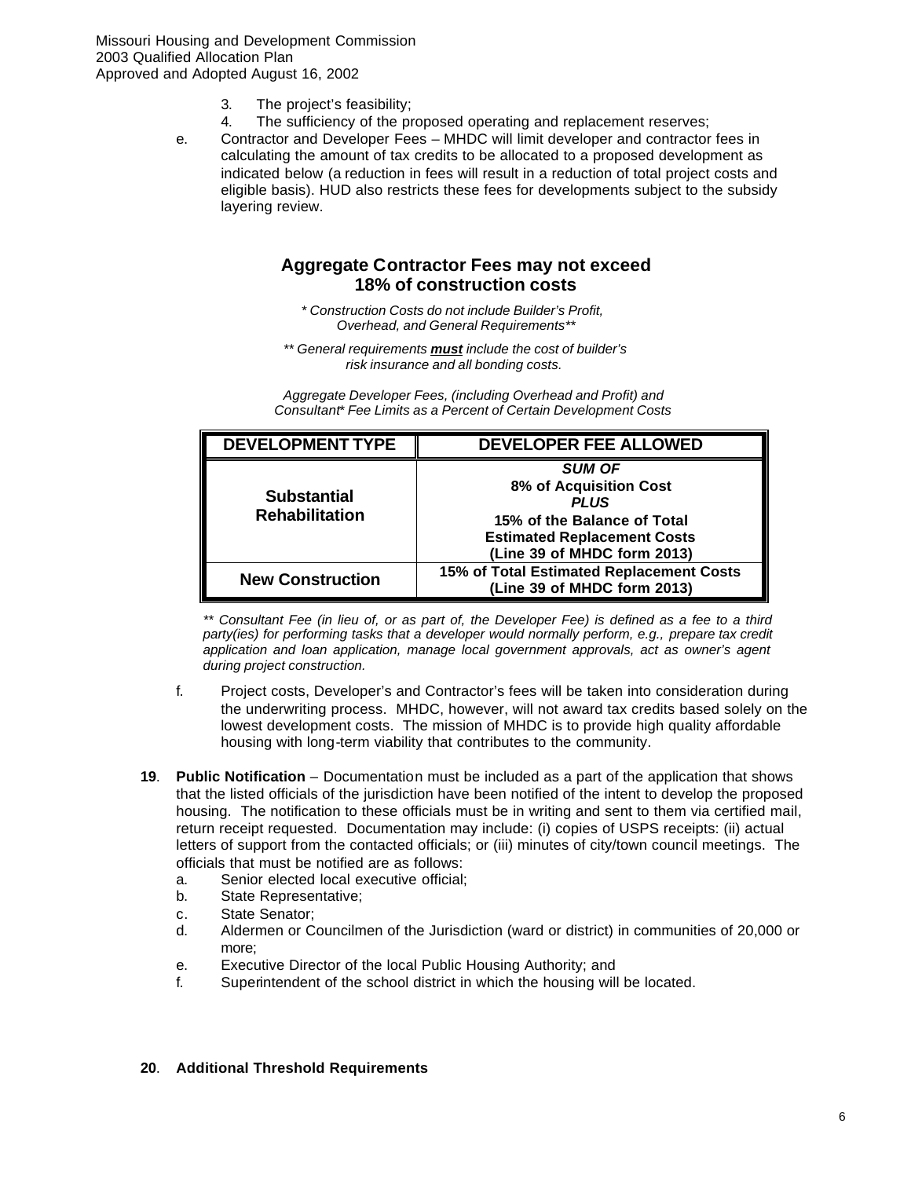3. The project's feasibility;
4. The sufficiency of the proposed operating and replacement reserves;

e. Contractor and Developer Fees – MHDC will limit developer and contractor fees in calculating the amount of tax credits to be allocated to a proposed development as indicated below (a reduction in fees will result in a reduction of total project costs and eligible basis). HUD also restricts these fees for developments subject to the subsidy layering review.

**Aggregate Contractor Fees may not exceed 18% of construction costs**

*\* Construction Costs do not include Builder's Profit, Overhead, and General Requirements\*\**

*\*\* General requirements **must** include the cost of builder's risk insurance and all bonding costs.*

*Aggregate Developer Fees, (including Overhead and Profit) and Consultant\* Fee Limits as a Percent of Certain Development Costs*

| DEVELOPMENT TYPE | DEVELOPER FEE ALLOWED |
|---|---|
| **Substantial Rehabilitation** | ***SUM OF*** **8% of Acquisition Cost** ***PLUS*** **15% of the Balance of Total Estimated Replacement Costs (Line 39 of MHDC form 2013)** |
| **New Construction** | **15% of Total Estimated Replacement Costs (Line 39 of MHDC form 2013)** |

*\*\* Consultant Fee (in lieu of, or as part of, the Developer Fee) is defined as a fee to a third party(ies) for performing tasks that a developer would normally perform, e.g., prepare tax credit application and loan application, manage local government approvals, act as owner's agent during project construction.*

f. Project costs, Developer's and Contractor's fees will be taken into consideration during the underwriting process. MHDC, however, will not award tax credits based solely on the lowest development costs. The mission of MHDC is to provide high quality affordable housing with long-term viability that contributes to the community.

**19**. **Public Notification** – Documentation must be included as a part of the application that shows that the listed officials of the jurisdiction have been notified of the intent to develop the proposed housing. The notification to these officials must be in writing and sent to them via certified mail, return receipt requested. Documentation may include: (i) copies of USPS receipts: (ii) actual letters of support from the contacted officials; or (iii) minutes of city/town council meetings. The officials that must be notified are as follows:

a. Senior elected local executive official;
b. State Representative;
c. State Senator;
d. Aldermen or Councilmen of the Jurisdiction (ward or district) in communities of 20,000 or more;
e. Executive Director of the local Public Housing Authority; and
f. Superintendent of the school district in which the housing will be located.

**20**. **Additional Threshold Requirements**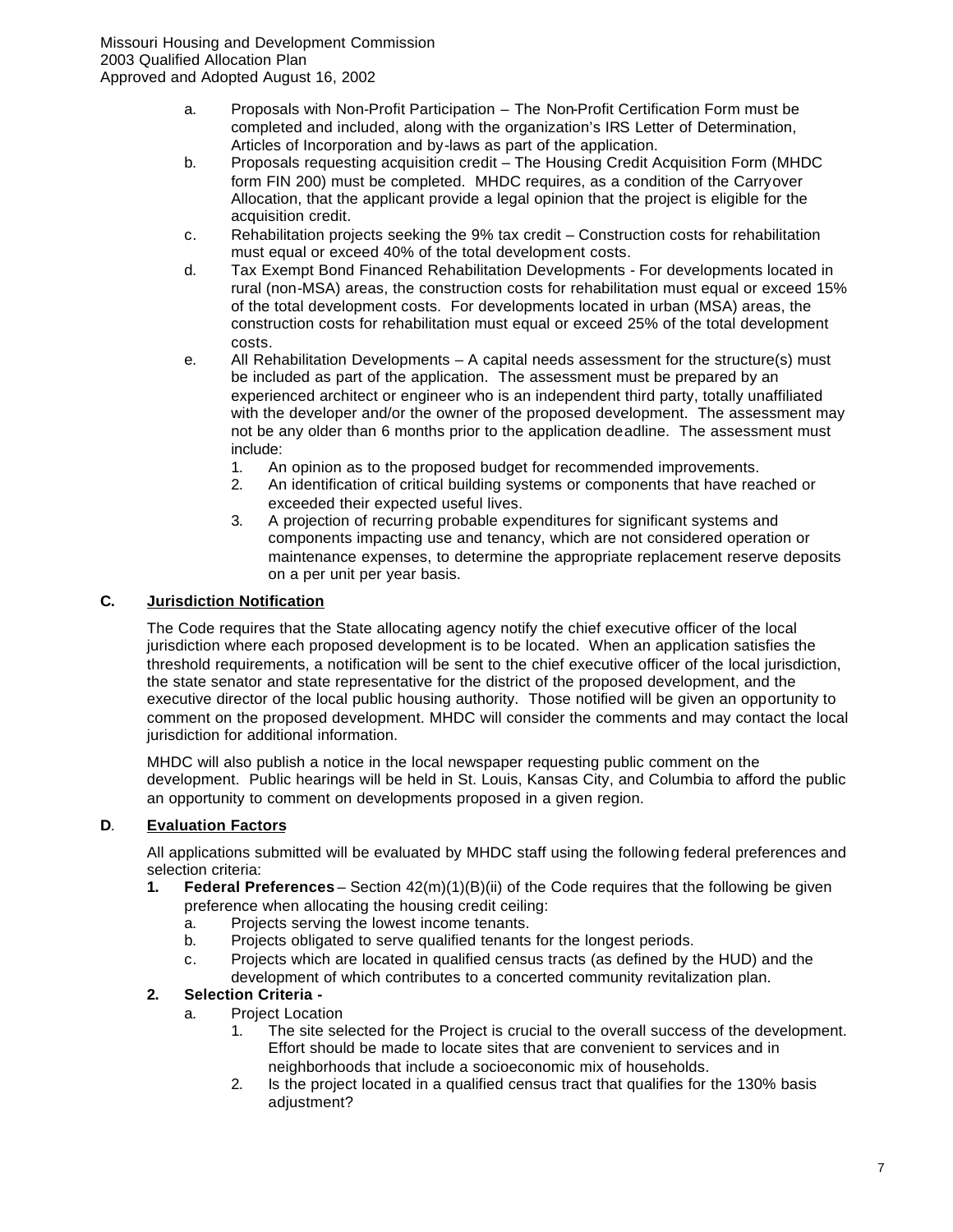a. Proposals with Non-Profit Participation – The Non-Profit Certification Form must be completed and included, along with the organization's IRS Letter of Determination, Articles of Incorporation and by-laws as part of the application.
b. Proposals requesting acquisition credit – The Housing Credit Acquisition Form (MHDC form FIN 200) must be completed. MHDC requires, as a condition of the Carryover Allocation, that the applicant provide a legal opinion that the project is eligible for the acquisition credit.
c. Rehabilitation projects seeking the 9% tax credit – Construction costs for rehabilitation must equal or exceed 40% of the total development costs.
d. Tax Exempt Bond Financed Rehabilitation Developments - For developments located in rural (non-MSA) areas, the construction costs for rehabilitation must equal or exceed 15% of the total development costs. For developments located in urban (MSA) areas, the construction costs for rehabilitation must equal or exceed 25% of the total development costs.
e. All Rehabilitation Developments – A capital needs assessment for the structure(s) must be included as part of the application. The assessment must be prepared by an experienced architect or engineer who is an independent third party, totally unaffiliated with the developer and/or the owner of the proposed development. The assessment may not be any older than 6 months prior to the application deadline. The assessment must include:
   1. An opinion as to the proposed budget for recommended improvements.
   2. An identification of critical building systems or components that have reached or exceeded their expected useful lives.
   3. A projection of recurring probable expenditures for significant systems and components impacting use and tenancy, which are not considered operation or maintenance expenses, to determine the appropriate replacement reserve deposits on a per unit per year basis.

## C. Jurisdiction Notification

The Code requires that the State allocating agency notify the chief executive officer of the local jurisdiction where each proposed development is to be located. When an application satisfies the threshold requirements, a notification will be sent to the chief executive officer of the local jurisdiction, the state senator and state representative for the district of the proposed development, and the executive director of the local public housing authority. Those notified will be given an opportunity to comment on the proposed development. MHDC will consider the comments and may contact the local jurisdiction for additional information.

MHDC will also publish a notice in the local newspaper requesting public comment on the development. Public hearings will be held in St. Louis, Kansas City, and Columbia to afford the public an opportunity to comment on developments proposed in a given region.

## D. Evaluation Factors

All applications submitted will be evaluated by MHDC staff using the following federal preferences and selection criteria:

1. **Federal Preferences** – Section 42(m)(1)(B)(ii) of the Code requires that the following be given preference when allocating the housing credit ceiling:
   a. Projects serving the lowest income tenants.
   b. Projects obligated to serve qualified tenants for the longest periods.
   c. Projects which are located in qualified census tracts (as defined by the HUD) and the development of which contributes to a concerted community revitalization plan.
2. **Selection Criteria -**
   a. Project Location
      1. The site selected for the Project is crucial to the overall success of the development. Effort should be made to locate sites that are convenient to services and in neighborhoods that include a socioeconomic mix of households.
      2. Is the project located in a qualified census tract that qualifies for the 130% basis adjustment?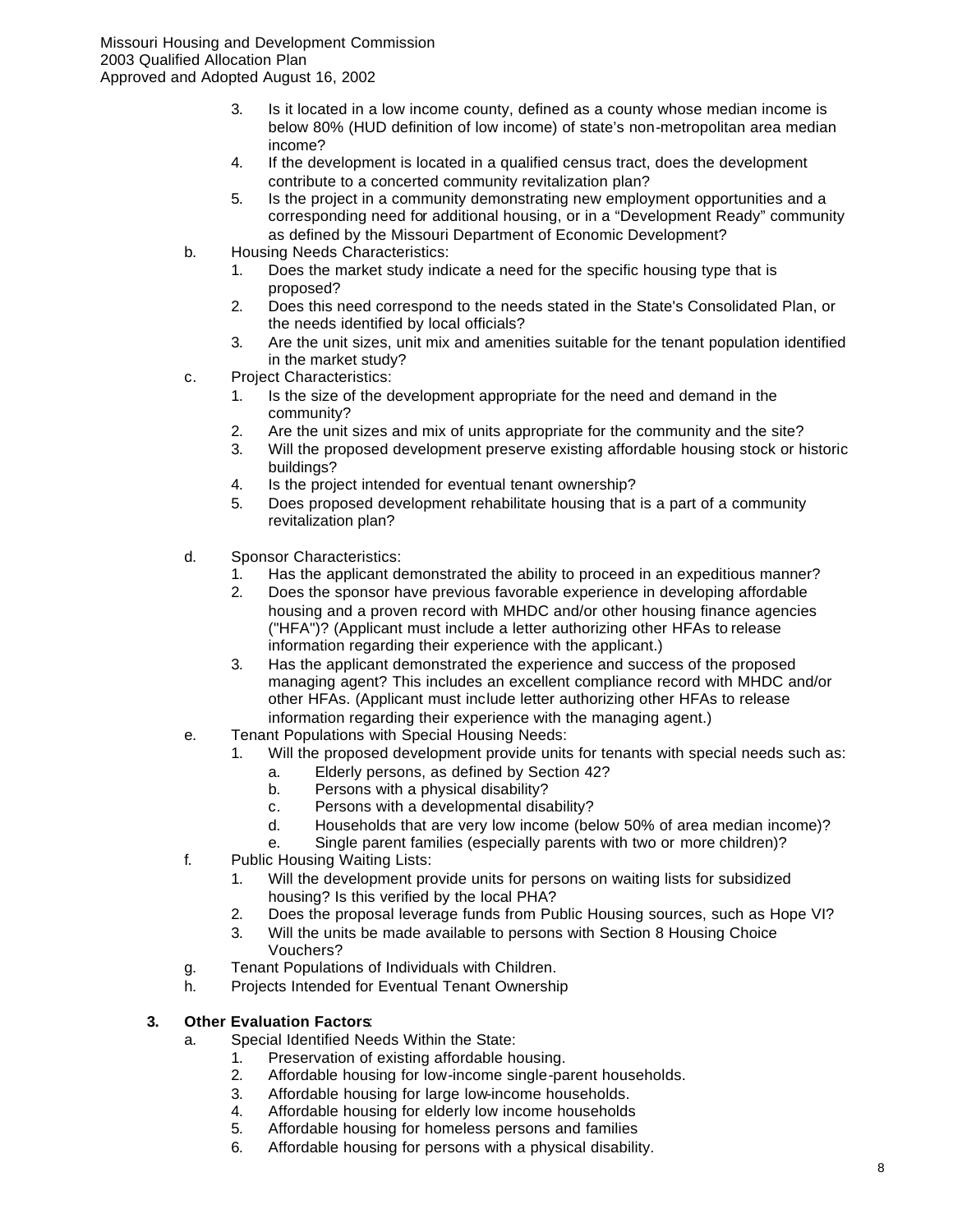3. Is it located in a low income county, defined as a county whose median income is below 80% (HUD definition of low income) of state's non-metropolitan area median income?
4. If the development is located in a qualified census tract, does the development contribute to a concerted community revitalization plan?
5. Is the project in a community demonstrating new employment opportunities and a corresponding need for additional housing, or in a "Development Ready" community as defined by the Missouri Department of Economic Development?

b. Housing Needs Characteristics:
   1. Does the market study indicate a need for the specific housing type that is proposed?
   2. Does this need correspond to the needs stated in the State's Consolidated Plan, or the needs identified by local officials?
   3. Are the unit sizes, unit mix and amenities suitable for the tenant population identified in the market study?

c. Project Characteristics:
   1. Is the size of the development appropriate for the need and demand in the community?
   2. Are the unit sizes and mix of units appropriate for the community and the site?
   3. Will the proposed development preserve existing affordable housing stock or historic buildings?
   4. Is the project intended for eventual tenant ownership?
   5. Does proposed development rehabilitate housing that is a part of a community revitalization plan?

d. Sponsor Characteristics:
   1. Has the applicant demonstrated the ability to proceed in an expeditious manner?
   2. Does the sponsor have previous favorable experience in developing affordable housing and a proven record with MHDC and/or other housing finance agencies ("HFA")? (Applicant must include a letter authorizing other HFAs to release information regarding their experience with the applicant.)
   3. Has the applicant demonstrated the experience and success of the proposed managing agent? This includes an excellent compliance record with MHDC and/or other HFAs. (Applicant must include letter authorizing other HFAs to release information regarding their experience with the managing agent.)

e. Tenant Populations with Special Housing Needs:
   1. Will the proposed development provide units for tenants with special needs such as:
      a. Elderly persons, as defined by Section 42?
      b. Persons with a physical disability?
      c. Persons with a developmental disability?
      d. Households that are very low income (below 50% of area median income)?
      e. Single parent families (especially parents with two or more children)?

f. Public Housing Waiting Lists:
   1. Will the development provide units for persons on waiting lists for subsidized housing? Is this verified by the local PHA?
   2. Does the proposal leverage funds from Public Housing sources, such as Hope VI?
   3. Will the units be made available to persons with Section 8 Housing Choice Vouchers?

g. Tenant Populations of Individuals with Children.

h. Projects Intended for Eventual Tenant Ownership

**3. Other Evaluation Factors**:

a. Special Identified Needs Within the State:
   1. Preservation of existing affordable housing.
   2. Affordable housing for low-income single-parent households.
   3. Affordable housing for large low-income households.
   4. Affordable housing for elderly low income households
   5. Affordable housing for homeless persons and families
   6. Affordable housing for persons with a physical disability.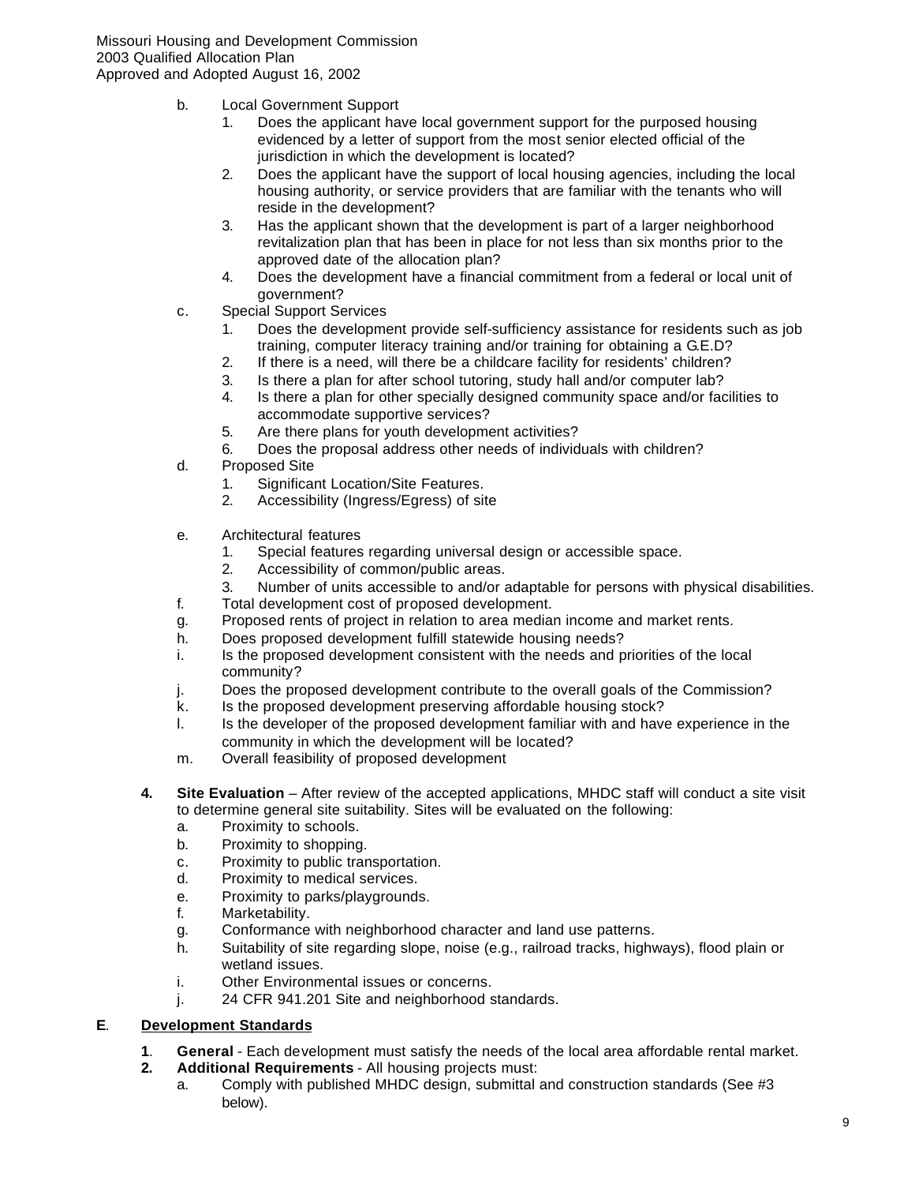b. Local Government Support
   1. Does the applicant have local government support for the purposed housing evidenced by a letter of support from the most senior elected official of the jurisdiction in which the development is located?
   2. Does the applicant have the support of local housing agencies, including the local housing authority, or service providers that are familiar with the tenants who will reside in the development?
   3. Has the applicant shown that the development is part of a larger neighborhood revitalization plan that has been in place for not less than six months prior to the approved date of the allocation plan?
   4. Does the development have a financial commitment from a federal or local unit of government?

c. Special Support Services
   1. Does the development provide self-sufficiency assistance for residents such as job training, computer literacy training and/or training for obtaining a G.E.D?
   2. If there is a need, will there be a childcare facility for residents' children?
   3. Is there a plan for after school tutoring, study hall and/or computer lab?
   4. Is there a plan for other specially designed community space and/or facilities to accommodate supportive services?
   5. Are there plans for youth development activities?
   6. Does the proposal address other needs of individuals with children?

d. Proposed Site
   1. Significant Location/Site Features.
   2. Accessibility (Ingress/Egress) of site

e. Architectural features
   1. Special features regarding universal design or accessible space.
   2. Accessibility of common/public areas.
   3. Number of units accessible to and/or adaptable for persons with physical disabilities.

f. Total development cost of proposed development.

g. Proposed rents of project in relation to area median income and market rents.

h. Does proposed development fulfill statewide housing needs?

i. Is the proposed development consistent with the needs and priorities of the local community?

j. Does the proposed development contribute to the overall goals of the Commission?

k. Is the proposed development preserving affordable housing stock?

l. Is the developer of the proposed development familiar with and have experience in the community in which the development will be located?

m. Overall feasibility of proposed development

**4. Site Evaluation** – After review of the accepted applications, MHDC staff will conduct a site visit to determine general site suitability. Sites will be evaluated on the following:

a. Proximity to schools.
b. Proximity to shopping.
c. Proximity to public transportation.
d. Proximity to medical services.
e. Proximity to parks/playgrounds.
f. Marketability.
g. Conformance with neighborhood character and land use patterns.
h. Suitability of site regarding slope, noise (e.g., railroad tracks, highways), flood plain or wetland issues.
i. Other Environmental issues or concerns.
j. 24 CFR 941.201 Site and neighborhood standards.

## E. Development Standards

**1. General** - Each development must satisfy the needs of the local area affordable rental market.

**2. Additional Requirements** - All housing projects must:

a. Comply with published MHDC design, submittal and construction standards (See #3 below).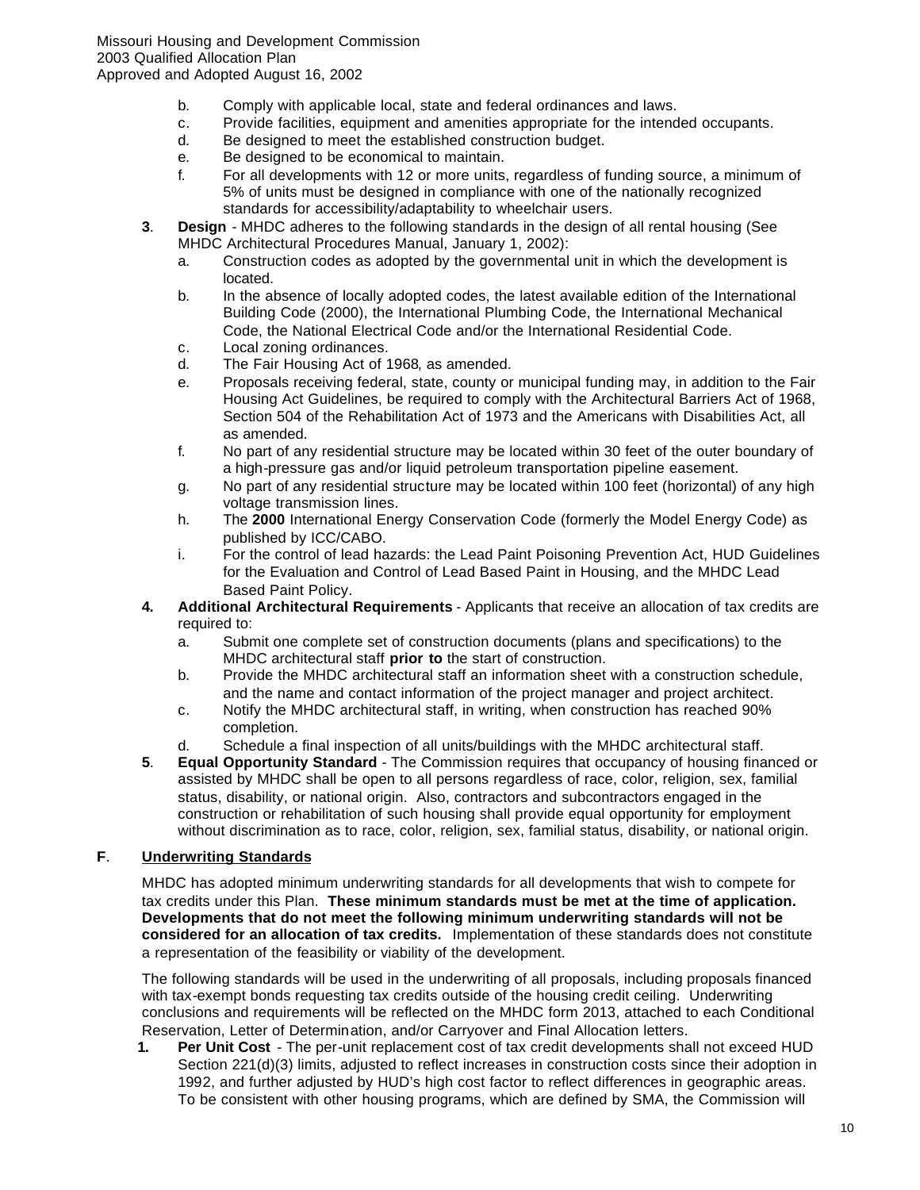b. Comply with applicable local, state and federal ordinances and laws.
c. Provide facilities, equipment and amenities appropriate for the intended occupants.
d. Be designed to meet the established construction budget.
e. Be designed to be economical to maintain.
f. For all developments with 12 or more units, regardless of funding source, a minimum of 5% of units must be designed in compliance with one of the nationally recognized standards for accessibility/adaptability to wheelchair users.

**3**. **Design** - MHDC adheres to the following standards in the design of all rental housing (See MHDC Architectural Procedures Manual, January 1, 2002):

a. Construction codes as adopted by the governmental unit in which the development is located.
b. In the absence of locally adopted codes, the latest available edition of the International Building Code (2000), the International Plumbing Code, the International Mechanical Code, the National Electrical Code and/or the International Residential Code.
c. Local zoning ordinances.
d. The Fair Housing Act of 1968, as amended.
e. Proposals receiving federal, state, county or municipal funding may, in addition to the Fair Housing Act Guidelines, be required to comply with the Architectural Barriers Act of 1968, Section 504 of the Rehabilitation Act of 1973 and the Americans with Disabilities Act, all as amended.
f. No part of any residential structure may be located within 30 feet of the outer boundary of a high-pressure gas and/or liquid petroleum transportation pipeline easement.
g. No part of any residential structure may be located within 100 feet (horizontal) of any high voltage transmission lines.
h. The **2000** International Energy Conservation Code (formerly the Model Energy Code) as published by ICC/CABO.
i. For the control of lead hazards: the Lead Paint Poisoning Prevention Act, HUD Guidelines for the Evaluation and Control of Lead Based Paint in Housing, and the MHDC Lead Based Paint Policy.

**4.** **Additional Architectural Requirements** - Applicants that receive an allocation of tax credits are required to:

a. Submit one complete set of construction documents (plans and specifications) to the MHDC architectural staff **prior to** the start of construction.
b. Provide the MHDC architectural staff an information sheet with a construction schedule, and the name and contact information of the project manager and project architect.
c. Notify the MHDC architectural staff, in writing, when construction has reached 90% completion.
d. Schedule a final inspection of all units/buildings with the MHDC architectural staff.

**5**. **Equal Opportunity Standard** - The Commission requires that occupancy of housing financed or assisted by MHDC shall be open to all persons regardless of race, color, religion, sex, familial status, disability, or national origin. Also, contractors and subcontractors engaged in the construction or rehabilitation of such housing shall provide equal opportunity for employment without discrimination as to race, color, religion, sex, familial status, disability, or national origin.

## F. Underwriting Standards

MHDC has adopted minimum underwriting standards for all developments that wish to compete for tax credits under this Plan. **These minimum standards must be met at the time of application. Developments that do not meet the following minimum underwriting standards will not be considered for an allocation of tax credits.** Implementation of these standards does not constitute a representation of the feasibility or viability of the development.

The following standards will be used in the underwriting of all proposals, including proposals financed with tax-exempt bonds requesting tax credits outside of the housing credit ceiling. Underwriting conclusions and requirements will be reflected on the MHDC form 2013, attached to each Conditional Reservation, Letter of Determination, and/or Carryover and Final Allocation letters.

**1.** **Per Unit Cost** - The per-unit replacement cost of tax credit developments shall not exceed HUD Section 221(d)(3) limits, adjusted to reflect increases in construction costs since their adoption in 1992, and further adjusted by HUD's high cost factor to reflect differences in geographic areas. To be consistent with other housing programs, which are defined by SMA, the Commission will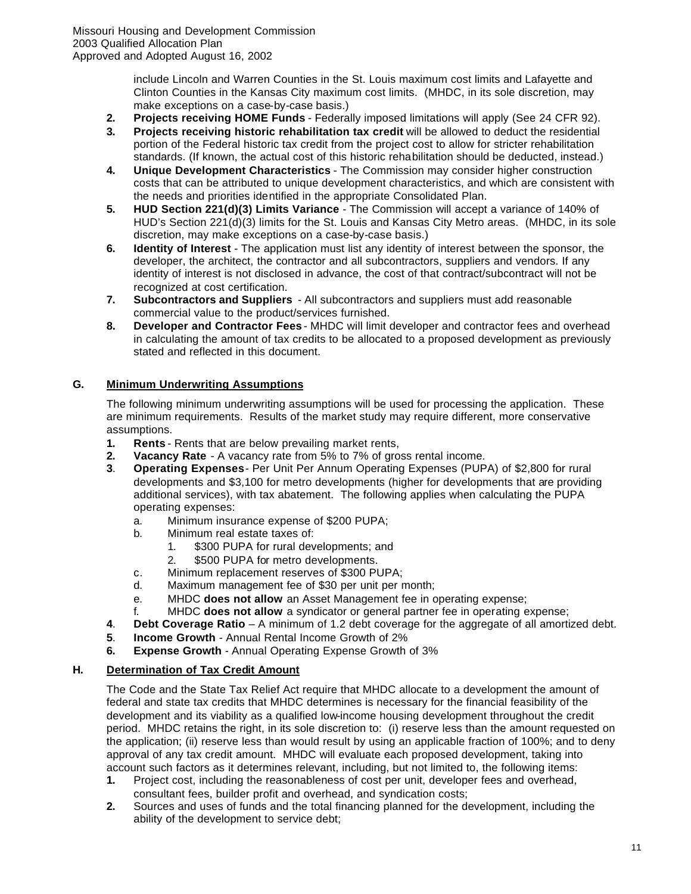include Lincoln and Warren Counties in the St. Louis maximum cost limits and Lafayette and Clinton Counties in the Kansas City maximum cost limits. (MHDC, in its sole discretion, may make exceptions on a case-by-case basis.)

2. **Projects receiving HOME Funds** - Federally imposed limitations will apply (See 24 CFR 92).
3. **Projects receiving historic rehabilitation tax credit** will be allowed to deduct the residential portion of the Federal historic tax credit from the project cost to allow for stricter rehabilitation standards. (If known, the actual cost of this historic rehabilitation should be deducted, instead.)
4. **Unique Development Characteristics** - The Commission may consider higher construction costs that can be attributed to unique development characteristics, and which are consistent with the needs and priorities identified in the appropriate Consolidated Plan.
5. **HUD Section 221(d)(3) Limits Variance** - The Commission will accept a variance of 140% of HUD's Section 221(d)(3) limits for the St. Louis and Kansas City Metro areas. (MHDC, in its sole discretion, may make exceptions on a case-by-case basis.)
6. **Identity of Interest** - The application must list any identity of interest between the sponsor, the developer, the architect, the contractor and all subcontractors, suppliers and vendors. If any identity of interest is not disclosed in advance, the cost of that contract/subcontract will not be recognized at cost certification.
7. **Subcontractors and Suppliers** - All subcontractors and suppliers must add reasonable commercial value to the product/services furnished.
8. **Developer and Contractor Fees** - MHDC will limit developer and contractor fees and overhead in calculating the amount of tax credits to be allocated to a proposed development as previously stated and reflected in this document.

## G. Minimum Underwriting Assumptions

The following minimum underwriting assumptions will be used for processing the application. These are minimum requirements. Results of the market study may require different, more conservative assumptions.

1. **Rents** - Rents that are below prevailing market rents,
2. **Vacancy Rate** - A vacancy rate from 5% to 7% of gross rental income.
3. **Operating Expenses** - Per Unit Per Annum Operating Expenses (PUPA) of $2,800 for rural developments and $3,100 for metro developments (higher for developments that are providing additional services), with tax abatement. The following applies when calculating the PUPA operating expenses:
   a. Minimum insurance expense of $200 PUPA;
   b. Minimum real estate taxes of:
      1. $300 PUPA for rural developments; and
      2. $500 PUPA for metro developments.
   c. Minimum replacement reserves of $300 PUPA;
   d. Maximum management fee of $30 per unit per month;
   e. MHDC **does not allow** an Asset Management fee in operating expense;
   f. MHDC **does not allow** a syndicator or general partner fee in operating expense;
4. **Debt Coverage Ratio** – A minimum of 1.2 debt coverage for the aggregate of all amortized debt.
5. **Income Growth** - Annual Rental Income Growth of 2%
6. **Expense Growth** - Annual Operating Expense Growth of 3%

## H. Determination of Tax Credit Amount

The Code and the State Tax Relief Act require that MHDC allocate to a development the amount of federal and state tax credits that MHDC determines is necessary for the financial feasibility of the development and its viability as a qualified low-income housing development throughout the credit period. MHDC retains the right, in its sole discretion to: (i) reserve less than the amount requested on the application; (ii) reserve less than would result by using an applicable fraction of 100%; and to deny approval of any tax credit amount. MHDC will evaluate each proposed development, taking into account such factors as it determines relevant, including, but not limited to, the following items:

1. Project cost, including the reasonableness of cost per unit, developer fees and overhead, consultant fees, builder profit and overhead, and syndication costs;
2. Sources and uses of funds and the total financing planned for the development, including the ability of the development to service debt;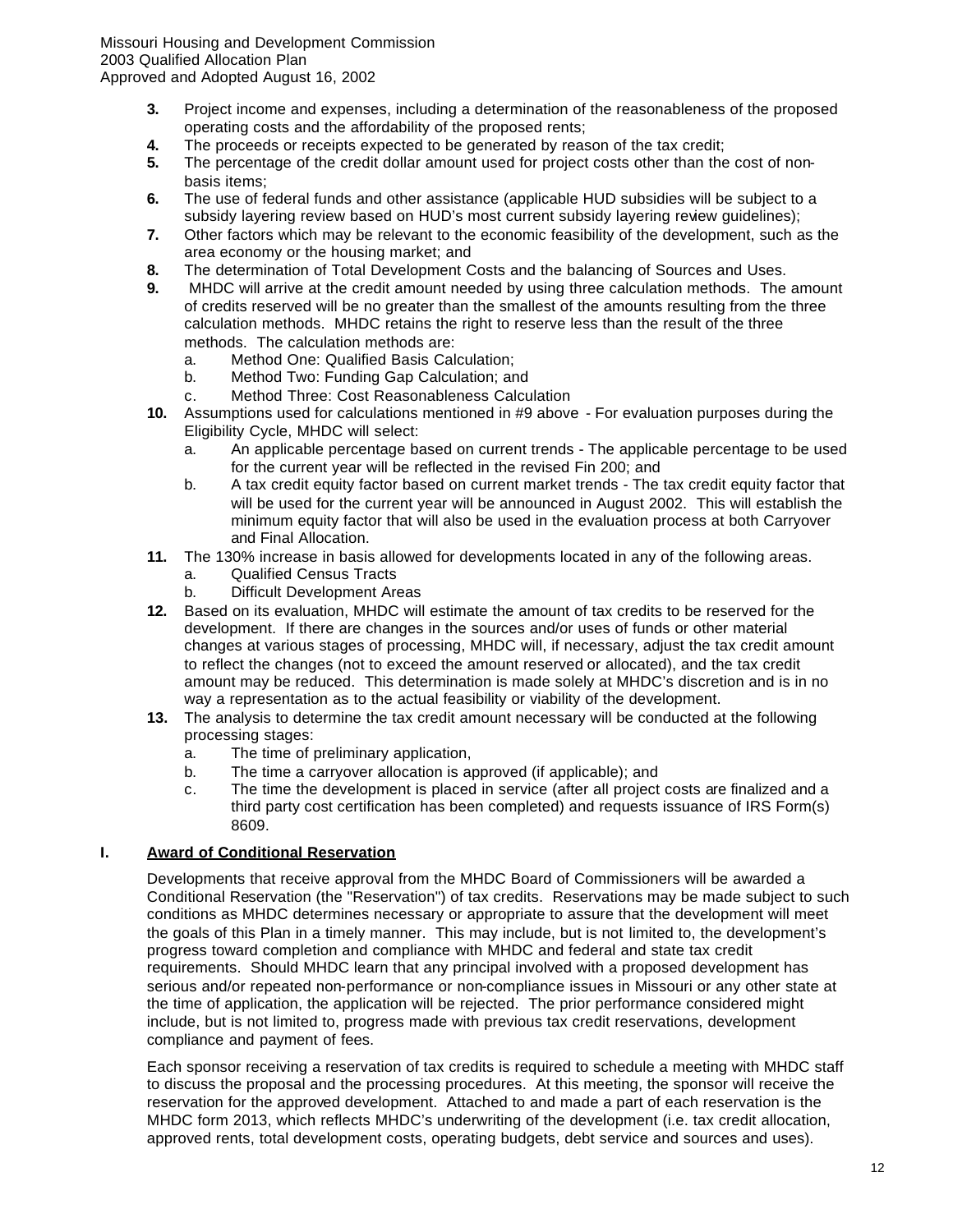3. Project income and expenses, including a determination of the reasonableness of the proposed operating costs and the affordability of the proposed rents;
4. The proceeds or receipts expected to be generated by reason of the tax credit;
5. The percentage of the credit dollar amount used for project costs other than the cost of non-basis items;
6. The use of federal funds and other assistance (applicable HUD subsidies will be subject to a subsidy layering review based on HUD's most current subsidy layering review guidelines);
7. Other factors which may be relevant to the economic feasibility of the development, such as the area economy or the housing market; and
8. The determination of Total Development Costs and the balancing of Sources and Uses.
9. MHDC will arrive at the credit amount needed by using three calculation methods. The amount of credits reserved will be no greater than the smallest of the amounts resulting from the three calculation methods. MHDC retains the right to reserve less than the result of the three methods. The calculation methods are:
   a. Method One: Qualified Basis Calculation;
   b. Method Two: Funding Gap Calculation; and
   c. Method Three: Cost Reasonableness Calculation
10. Assumptions used for calculations mentioned in #9 above - For evaluation purposes during the Eligibility Cycle, MHDC will select:
    a. An applicable percentage based on current trends - The applicable percentage to be used for the current year will be reflected in the revised Fin 200; and
    b. A tax credit equity factor based on current market trends - The tax credit equity factor that will be used for the current year will be announced in August 2002. This will establish the minimum equity factor that will also be used in the evaluation process at both Carryover and Final Allocation.
11. The 130% increase in basis allowed for developments located in any of the following areas.
    a. Qualified Census Tracts
    b. Difficult Development Areas
12. Based on its evaluation, MHDC will estimate the amount of tax credits to be reserved for the development. If there are changes in the sources and/or uses of funds or other material changes at various stages of processing, MHDC will, if necessary, adjust the tax credit amount to reflect the changes (not to exceed the amount reserved or allocated), and the tax credit amount may be reduced. This determination is made solely at MHDC's discretion and is in no way a representation as to the actual feasibility or viability of the development.
13. The analysis to determine the tax credit amount necessary will be conducted at the following processing stages:
    a. The time of preliminary application,
    b. The time a carryover allocation is approved (if applicable); and
    c. The time the development is placed in service (after all project costs are finalized and a third party cost certification has been completed) and requests issuance of IRS Form(s) 8609.

## I. Award of Conditional Reservation

Developments that receive approval from the MHDC Board of Commissioners will be awarded a Conditional Reservation (the "Reservation") of tax credits. Reservations may be made subject to such conditions as MHDC determines necessary or appropriate to assure that the development will meet the goals of this Plan in a timely manner. This may include, but is not limited to, the development's progress toward completion and compliance with MHDC and federal and state tax credit requirements. Should MHDC learn that any principal involved with a proposed development has serious and/or repeated non-performance or non-compliance issues in Missouri or any other state at the time of application, the application will be rejected. The prior performance considered might include, but is not limited to, progress made with previous tax credit reservations, development compliance and payment of fees.

Each sponsor receiving a reservation of tax credits is required to schedule a meeting with MHDC staff to discuss the proposal and the processing procedures. At this meeting, the sponsor will receive the reservation for the approved development. Attached to and made a part of each reservation is the MHDC form 2013, which reflects MHDC's underwriting of the development (i.e. tax credit allocation, approved rents, total development costs, operating budgets, debt service and sources and uses).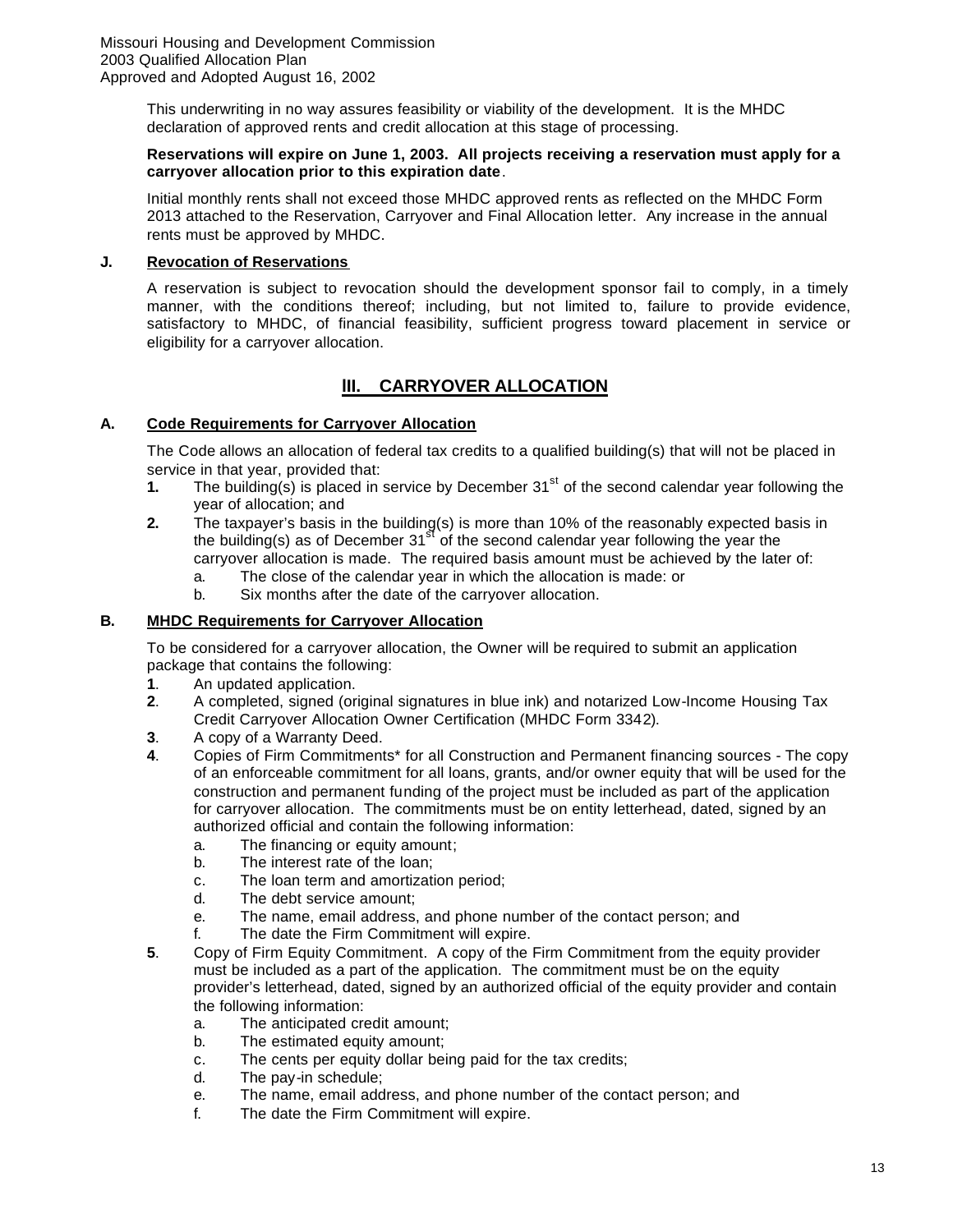This underwriting in no way assures feasibility or viability of the development. It is the MHDC declaration of approved rents and credit allocation at this stage of processing.

**Reservations will expire on June 1, 2003. All projects receiving a reservation must apply for a carryover allocation prior to this expiration date**.

Initial monthly rents shall not exceed those MHDC approved rents as reflected on the MHDC Form 2013 attached to the Reservation, Carryover and Final Allocation letter. Any increase in the annual rents must be approved by MHDC.

### J. Revocation of Reservations

A reservation is subject to revocation should the development sponsor fail to comply, in a timely manner, with the conditions thereof; including, but not limited to, failure to provide evidence, satisfactory to MHDC, of financial feasibility, sufficient progress toward placement in service or eligibility for a carryover allocation.

## III. CARRYOVER ALLOCATION

### A. Code Requirements for Carryover Allocation

The Code allows an allocation of federal tax credits to a qualified building(s) that will not be placed in service in that year, provided that:

1. The building(s) is placed in service by December 31st of the second calendar year following the year of allocation; and
2. The taxpayer's basis in the building(s) is more than 10% of the reasonably expected basis in the building(s) as of December 31st of the second calendar year following the year the carryover allocation is made. The required basis amount must be achieved by the later of:
   a. The close of the calendar year in which the allocation is made: or
   b. Six months after the date of the carryover allocation.

### B. MHDC Requirements for Carryover Allocation

To be considered for a carryover allocation, the Owner will be required to submit an application package that contains the following:

1. An updated application.
2. A completed, signed (original signatures in blue ink) and notarized Low-Income Housing Tax Credit Carryover Allocation Owner Certification (MHDC Form 3342).
3. A copy of a Warranty Deed.
4. Copies of Firm Commitments* for all Construction and Permanent financing sources - The copy of an enforceable commitment for all loans, grants, and/or owner equity that will be used for the construction and permanent funding of the project must be included as part of the application for carryover allocation. The commitments must be on entity letterhead, dated, signed by an authorized official and contain the following information:
   a. The financing or equity amount;
   b. The interest rate of the loan;
   c. The loan term and amortization period;
   d. The debt service amount;
   e. The name, email address, and phone number of the contact person; and
   f. The date the Firm Commitment will expire.
5. Copy of Firm Equity Commitment. A copy of the Firm Commitment from the equity provider must be included as a part of the application. The commitment must be on the equity provider's letterhead, dated, signed by an authorized official of the equity provider and contain the following information:
   a. The anticipated credit amount;
   b. The estimated equity amount;
   c. The cents per equity dollar being paid for the tax credits;
   d. The pay-in schedule;
   e. The name, email address, and phone number of the contact person; and
   f. The date the Firm Commitment will expire.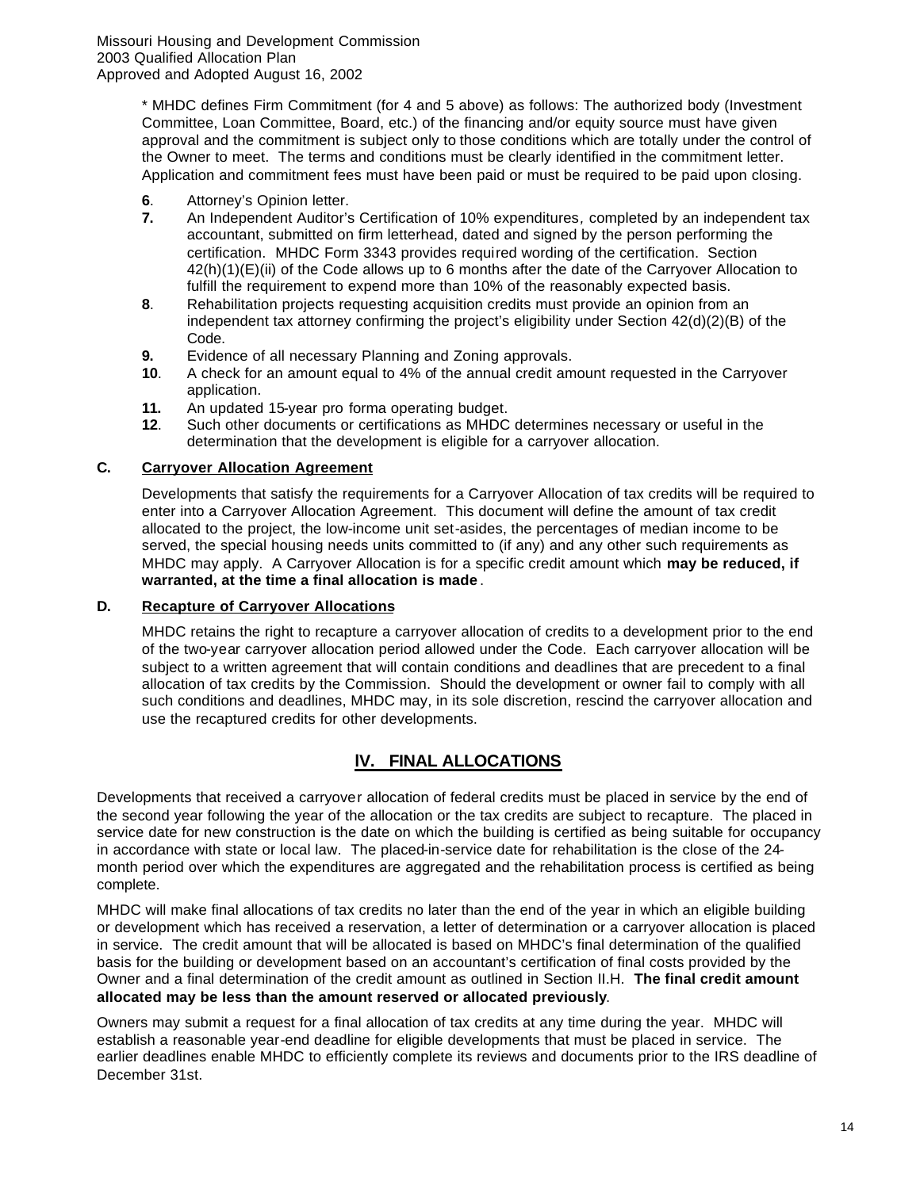\* MHDC defines Firm Commitment (for 4 and 5 above) as follows: The authorized body (Investment Committee, Loan Committee, Board, etc.) of the financing and/or equity source must have given approval and the commitment is subject only to those conditions which are totally under the control of the Owner to meet. The terms and conditions must be clearly identified in the commitment letter. Application and commitment fees must have been paid or must be required to be paid upon closing.

**6**. Attorney's Opinion letter.

**7.** An Independent Auditor's Certification of 10% expenditures, completed by an independent tax accountant, submitted on firm letterhead, dated and signed by the person performing the certification. MHDC Form 3343 provides required wording of the certification. Section 42(h)(1)(E)(ii) of the Code allows up to 6 months after the date of the Carryover Allocation to fulfill the requirement to expend more than 10% of the reasonably expected basis.

**8**. Rehabilitation projects requesting acquisition credits must provide an opinion from an independent tax attorney confirming the project's eligibility under Section 42(d)(2)(B) of the Code.

**9.** Evidence of all necessary Planning and Zoning approvals.

**10**. A check for an amount equal to 4% of the annual credit amount requested in the Carryover application.

**11.** An updated 15-year pro forma operating budget.

**12**. Such other documents or certifications as MHDC determines necessary or useful in the determination that the development is eligible for a carryover allocation.

### C. Carryover Allocation Agreement

Developments that satisfy the requirements for a Carryover Allocation of tax credits will be required to enter into a Carryover Allocation Agreement. This document will define the amount of tax credit allocated to the project, the low-income unit set-asides, the percentages of median income to be served, the special housing needs units committed to (if any) and any other such requirements as MHDC may apply. A Carryover Allocation is for a specific credit amount which **may be reduced, if warranted, at the time a final allocation is made**.

### D. Recapture of Carryover Allocations

MHDC retains the right to recapture a carryover allocation of credits to a development prior to the end of the two-year carryover allocation period allowed under the Code. Each carryover allocation will be subject to a written agreement that will contain conditions and deadlines that are precedent to a final allocation of tax credits by the Commission. Should the development or owner fail to comply with all such conditions and deadlines, MHDC may, in its sole discretion, rescind the carryover allocation and use the recaptured credits for other developments.

## IV. FINAL ALLOCATIONS

Developments that received a carryover allocation of federal credits must be placed in service by the end of the second year following the year of the allocation or the tax credits are subject to recapture. The placed in service date for new construction is the date on which the building is certified as being suitable for occupancy in accordance with state or local law. The placed-in-service date for rehabilitation is the close of the 24-month period over which the expenditures are aggregated and the rehabilitation process is certified as being complete.

MHDC will make final allocations of tax credits no later than the end of the year in which an eligible building or development which has received a reservation, a letter of determination or a carryover allocation is placed in service. The credit amount that will be allocated is based on MHDC's final determination of the qualified basis for the building or development based on an accountant's certification of final costs provided by the Owner and a final determination of the credit amount as outlined in Section II.H. **The final credit amount allocated may be less than the amount reserved or allocated previously**.

Owners may submit a request for a final allocation of tax credits at any time during the year. MHDC will establish a reasonable year-end deadline for eligible developments that must be placed in service. The earlier deadlines enable MHDC to efficiently complete its reviews and documents prior to the IRS deadline of December 31st.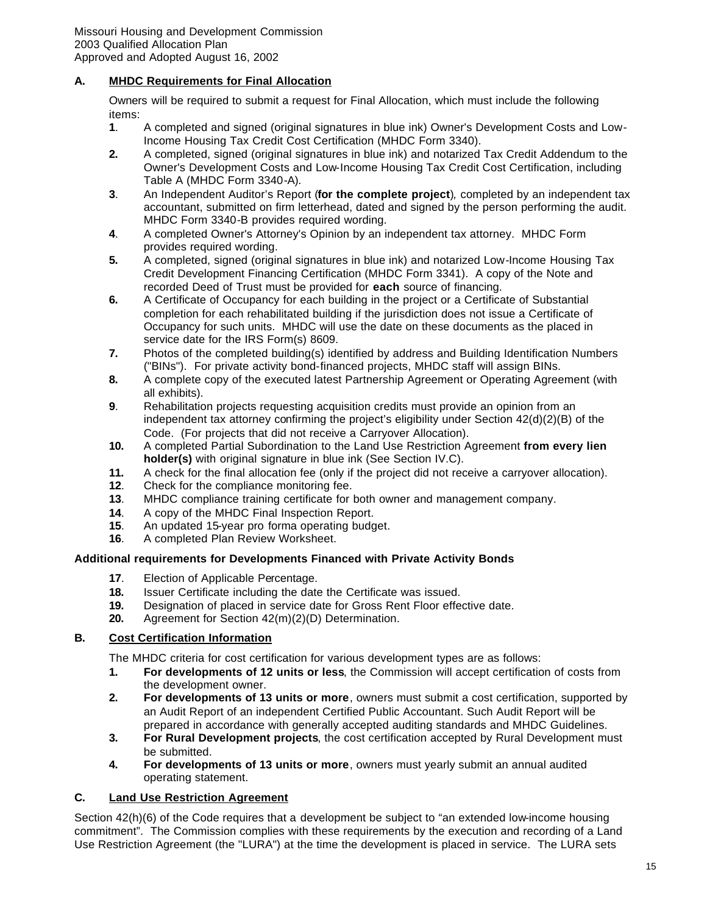### A. MHDC Requirements for Final Allocation

Owners will be required to submit a request for Final Allocation, which must include the following items:

1. A completed and signed (original signatures in blue ink) Owner's Development Costs and Low-Income Housing Tax Credit Cost Certification (MHDC Form 3340).
2. A completed, signed (original signatures in blue ink) and notarized Tax Credit Addendum to the Owner's Development Costs and Low-Income Housing Tax Credit Cost Certification, including Table A (MHDC Form 3340-A).
3. An Independent Auditor's Report (**for the complete project**), completed by an independent tax accountant, submitted on firm letterhead, dated and signed by the person performing the audit. MHDC Form 3340-B provides required wording.
4. A completed Owner's Attorney's Opinion by an independent tax attorney. MHDC Form provides required wording.
5. A completed, signed (original signatures in blue ink) and notarized Low-Income Housing Tax Credit Development Financing Certification (MHDC Form 3341). A copy of the Note and recorded Deed of Trust must be provided for **each** source of financing.
6. A Certificate of Occupancy for each building in the project or a Certificate of Substantial completion for each rehabilitated building if the jurisdiction does not issue a Certificate of Occupancy for such units. MHDC will use the date on these documents as the placed in service date for the IRS Form(s) 8609.
7. Photos of the completed building(s) identified by address and Building Identification Numbers ("BINs"). For private activity bond-financed projects, MHDC staff will assign BINs.
8. A complete copy of the executed latest Partnership Agreement or Operating Agreement (with all exhibits).
9. Rehabilitation projects requesting acquisition credits must provide an opinion from an independent tax attorney confirming the project's eligibility under Section 42(d)(2)(B) of the Code. (For projects that did not receive a Carryover Allocation).
10. A completed Partial Subordination to the Land Use Restriction Agreement **from every lien holder(s)** with original signature in blue ink (See Section IV.C).
11. A check for the final allocation fee (only if the project did not receive a carryover allocation).
12. Check for the compliance monitoring fee.
13. MHDC compliance training certificate for both owner and management company.
14. A copy of the MHDC Final Inspection Report.
15. An updated 15-year pro forma operating budget.
16. A completed Plan Review Worksheet.

**Additional requirements for Developments Financed with Private Activity Bonds**

17. Election of Applicable Percentage.
18. Issuer Certificate including the date the Certificate was issued.
19. Designation of placed in service date for Gross Rent Floor effective date.
20. Agreement for Section 42(m)(2)(D) Determination.

### B. Cost Certification Information

The MHDC criteria for cost certification for various development types are as follows:

1. **For developments of 12 units or less**, the Commission will accept certification of costs from the development owner.
2. **For developments of 13 units or more**, owners must submit a cost certification, supported by an Audit Report of an independent Certified Public Accountant. Such Audit Report will be prepared in accordance with generally accepted auditing standards and MHDC Guidelines.
3. **For Rural Development projects**, the cost certification accepted by Rural Development must be submitted.
4. **For developments of 13 units or more**, owners must yearly submit an annual audited operating statement.

### C. Land Use Restriction Agreement

Section 42(h)(6) of the Code requires that a development be subject to "an extended low-income housing commitment". The Commission complies with these requirements by the execution and recording of a Land Use Restriction Agreement (the "LURA") at the time the development is placed in service. The LURA sets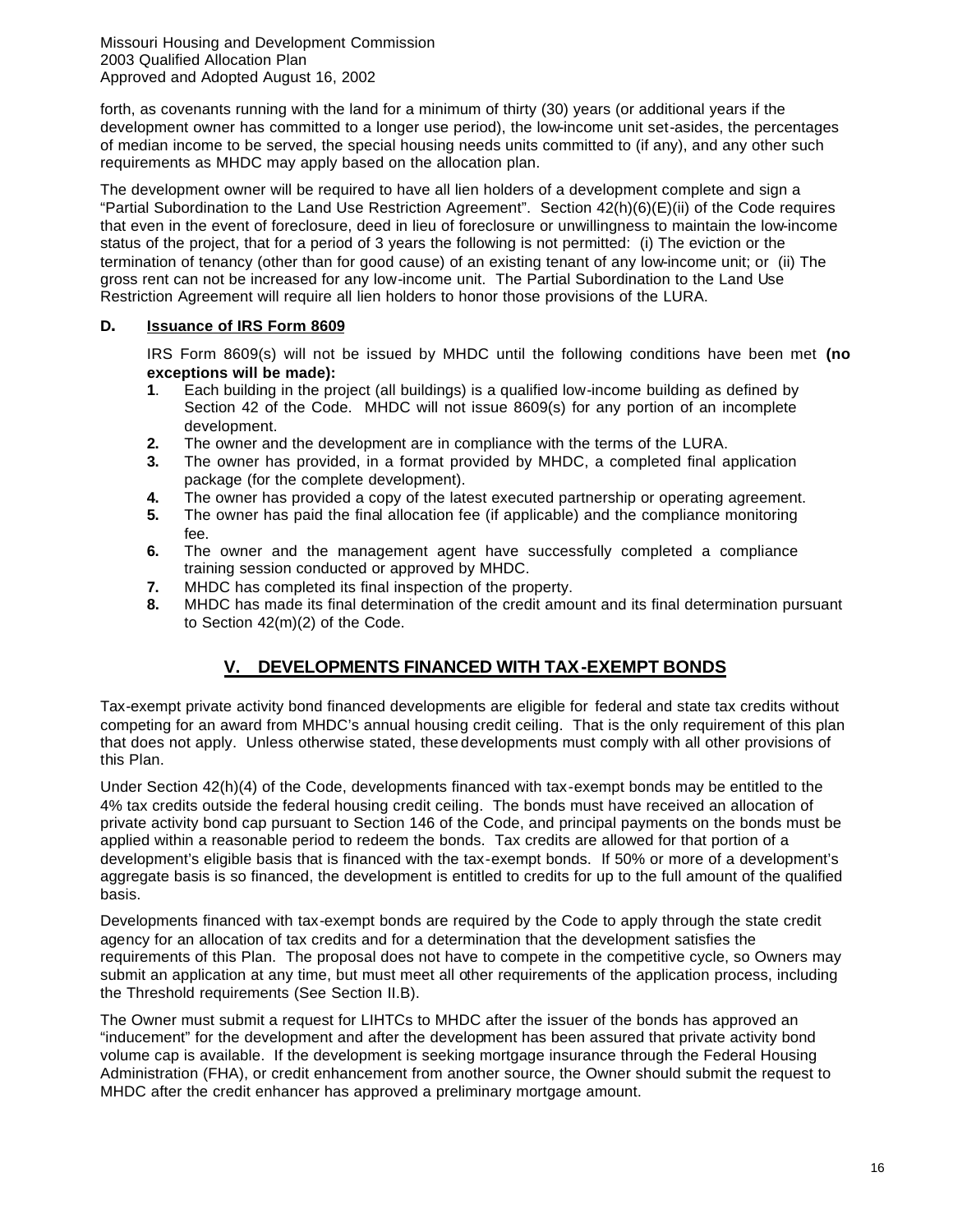forth, as covenants running with the land for a minimum of thirty (30) years (or additional years if the development owner has committed to a longer use period), the low-income unit set-asides, the percentages of median income to be served, the special housing needs units committed to (if any), and any other such requirements as MHDC may apply based on the allocation plan.

The development owner will be required to have all lien holders of a development complete and sign a "Partial Subordination to the Land Use Restriction Agreement". Section 42(h)(6)(E)(ii) of the Code requires that even in the event of foreclosure, deed in lieu of foreclosure or unwillingness to maintain the low-income status of the project, that for a period of 3 years the following is not permitted: (i) The eviction or the termination of tenancy (other than for good cause) of an existing tenant of any low-income unit; or (ii) The gross rent can not be increased for any low-income unit. The Partial Subordination to the Land Use Restriction Agreement will require all lien holders to honor those provisions of the LURA.

### D. Issuance of IRS Form 8609

IRS Form 8609(s) will not be issued by MHDC until the following conditions have been met **(no exceptions will be made):**

1. Each building in the project (all buildings) is a qualified low-income building as defined by Section 42 of the Code. MHDC will not issue 8609(s) for any portion of an incomplete development.
2. The owner and the development are in compliance with the terms of the LURA.
3. The owner has provided, in a format provided by MHDC, a completed final application package (for the complete development).
4. The owner has provided a copy of the latest executed partnership or operating agreement.
5. The owner has paid the final allocation fee (if applicable) and the compliance monitoring fee.
6. The owner and the management agent have successfully completed a compliance training session conducted or approved by MHDC.
7. MHDC has completed its final inspection of the property.
8. MHDC has made its final determination of the credit amount and its final determination pursuant to Section 42(m)(2) of the Code.

## V. DEVELOPMENTS FINANCED WITH TAX-EXEMPT BONDS

Tax-exempt private activity bond financed developments are eligible for federal and state tax credits without competing for an award from MHDC's annual housing credit ceiling. That is the only requirement of this plan that does not apply. Unless otherwise stated, these developments must comply with all other provisions of this Plan.

Under Section 42(h)(4) of the Code, developments financed with tax-exempt bonds may be entitled to the 4% tax credits outside the federal housing credit ceiling. The bonds must have received an allocation of private activity bond cap pursuant to Section 146 of the Code, and principal payments on the bonds must be applied within a reasonable period to redeem the bonds. Tax credits are allowed for that portion of a development's eligible basis that is financed with the tax-exempt bonds. If 50% or more of a development's aggregate basis is so financed, the development is entitled to credits for up to the full amount of the qualified basis.

Developments financed with tax-exempt bonds are required by the Code to apply through the state credit agency for an allocation of tax credits and for a determination that the development satisfies the requirements of this Plan. The proposal does not have to compete in the competitive cycle, so Owners may submit an application at any time, but must meet all other requirements of the application process, including the Threshold requirements (See Section II.B).

The Owner must submit a request for LIHTCs to MHDC after the issuer of the bonds has approved an "inducement" for the development and after the development has been assured that private activity bond volume cap is available. If the development is seeking mortgage insurance through the Federal Housing Administration (FHA), or credit enhancement from another source, the Owner should submit the request to MHDC after the credit enhancer has approved a preliminary mortgage amount.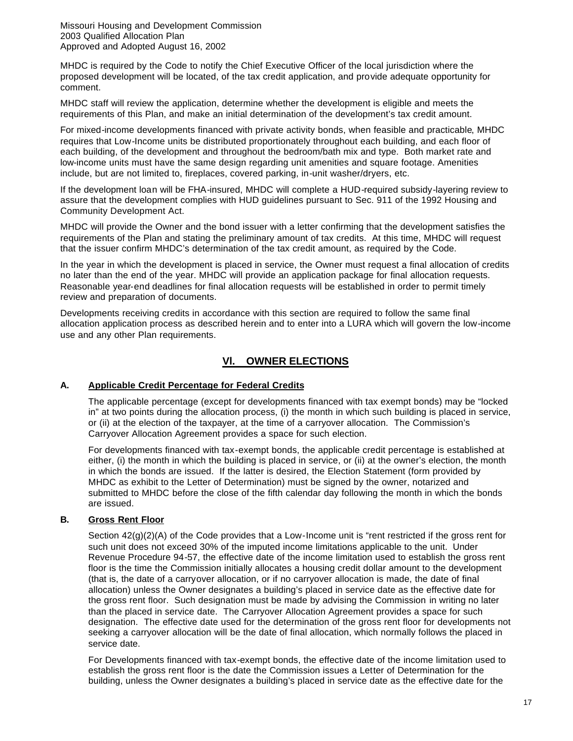MHDC is required by the Code to notify the Chief Executive Officer of the local jurisdiction where the proposed development will be located, of the tax credit application, and provide adequate opportunity for comment.

MHDC staff will review the application, determine whether the development is eligible and meets the requirements of this Plan, and make an initial determination of the development's tax credit amount.

For mixed-income developments financed with private activity bonds, when feasible and practicable, MHDC requires that Low-Income units be distributed proportionately throughout each building, and each floor of each building, of the development and throughout the bedroom/bath mix and type. Both market rate and low-income units must have the same design regarding unit amenities and square footage. Amenities include, but are not limited to, fireplaces, covered parking, in-unit washer/dryers, etc.

If the development loan will be FHA-insured, MHDC will complete a HUD-required subsidy-layering review to assure that the development complies with HUD guidelines pursuant to Sec. 911 of the 1992 Housing and Community Development Act.

MHDC will provide the Owner and the bond issuer with a letter confirming that the development satisfies the requirements of the Plan and stating the preliminary amount of tax credits. At this time, MHDC will request that the issuer confirm MHDC's determination of the tax credit amount, as required by the Code.

In the year in which the development is placed in service, the Owner must request a final allocation of credits no later than the end of the year. MHDC will provide an application package for final allocation requests. Reasonable year-end deadlines for final allocation requests will be established in order to permit timely review and preparation of documents.

Developments receiving credits in accordance with this section are required to follow the same final allocation application process as described herein and to enter into a LURA which will govern the low-income use and any other Plan requirements.

## VI. OWNER ELECTIONS

### A. Applicable Credit Percentage for Federal Credits

The applicable percentage (except for developments financed with tax exempt bonds) may be "locked in" at two points during the allocation process, (i) the month in which such building is placed in service, or (ii) at the election of the taxpayer, at the time of a carryover allocation. The Commission's Carryover Allocation Agreement provides a space for such election.

For developments financed with tax-exempt bonds, the applicable credit percentage is established at either, (i) the month in which the building is placed in service, or (ii) at the owner's election, the month in which the bonds are issued. If the latter is desired, the Election Statement (form provided by MHDC as exhibit to the Letter of Determination) must be signed by the owner, notarized and submitted to MHDC before the close of the fifth calendar day following the month in which the bonds are issued.

### B. Gross Rent Floor

Section 42(g)(2)(A) of the Code provides that a Low-Income unit is "rent restricted if the gross rent for such unit does not exceed 30% of the imputed income limitations applicable to the unit. Under Revenue Procedure 94-57, the effective date of the income limitation used to establish the gross rent floor is the time the Commission initially allocates a housing credit dollar amount to the development (that is, the date of a carryover allocation, or if no carryover allocation is made, the date of final allocation) unless the Owner designates a building's placed in service date as the effective date for the gross rent floor. Such designation must be made by advising the Commission in writing no later than the placed in service date. The Carryover Allocation Agreement provides a space for such designation. The effective date used for the determination of the gross rent floor for developments not seeking a carryover allocation will be the date of final allocation, which normally follows the placed in service date.

For Developments financed with tax-exempt bonds, the effective date of the income limitation used to establish the gross rent floor is the date the Commission issues a Letter of Determination for the building, unless the Owner designates a building's placed in service date as the effective date for the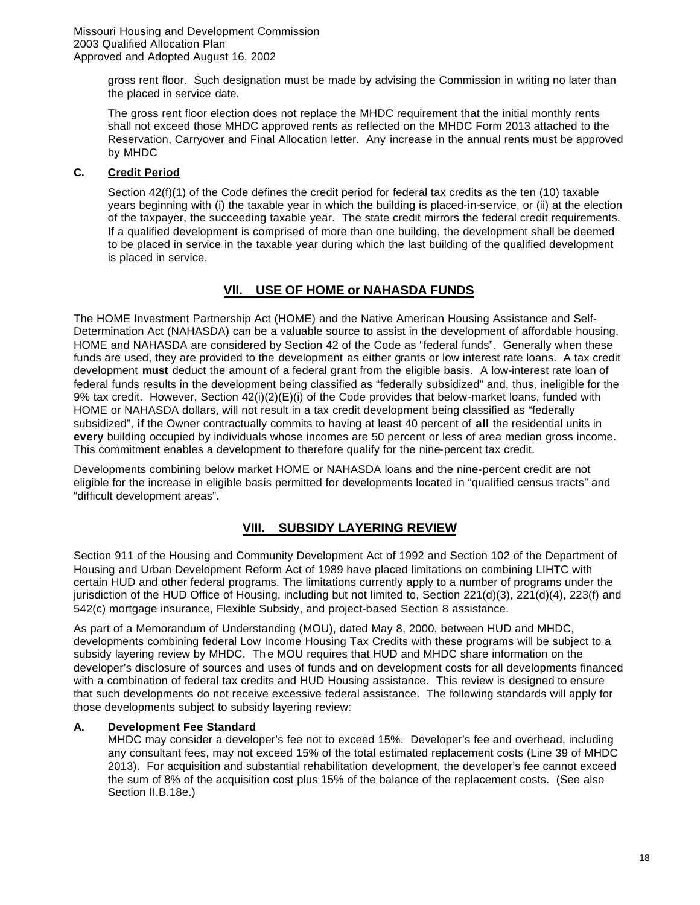gross rent floor. Such designation must be made by advising the Commission in writing no later than the placed in service date.

The gross rent floor election does not replace the MHDC requirement that the initial monthly rents shall not exceed those MHDC approved rents as reflected on the MHDC Form 2013 attached to the Reservation, Carryover and Final Allocation letter. Any increase in the annual rents must be approved by MHDC

### C. Credit Period

Section 42(f)(1) of the Code defines the credit period for federal tax credits as the ten (10) taxable years beginning with (i) the taxable year in which the building is placed-in-service, or (ii) at the election of the taxpayer, the succeeding taxable year. The state credit mirrors the federal credit requirements. If a qualified development is comprised of more than one building, the development shall be deemed to be placed in service in the taxable year during which the last building of the qualified development is placed in service.

## VII. USE OF HOME or NAHASDA FUNDS

The HOME Investment Partnership Act (HOME) and the Native American Housing Assistance and Self-Determination Act (NAHASDA) can be a valuable source to assist in the development of affordable housing. HOME and NAHASDA are considered by Section 42 of the Code as "federal funds". Generally when these funds are used, they are provided to the development as either grants or low interest rate loans. A tax credit development **must** deduct the amount of a federal grant from the eligible basis. A low-interest rate loan of federal funds results in the development being classified as "federally subsidized" and, thus, ineligible for the 9% tax credit. However, Section 42(i)(2)(E)(i) of the Code provides that below-market loans, funded with HOME or NAHASDA dollars, will not result in a tax credit development being classified as "federally subsidized", **if** the Owner contractually commits to having at least 40 percent of **all** the residential units in **every** building occupied by individuals whose incomes are 50 percent or less of area median gross income. This commitment enables a development to therefore qualify for the nine-percent tax credit.

Developments combining below market HOME or NAHASDA loans and the nine-percent credit are not eligible for the increase in eligible basis permitted for developments located in "qualified census tracts" and "difficult development areas".

## VIII. SUBSIDY LAYERING REVIEW

Section 911 of the Housing and Community Development Act of 1992 and Section 102 of the Department of Housing and Urban Development Reform Act of 1989 have placed limitations on combining LIHTC with certain HUD and other federal programs. The limitations currently apply to a number of programs under the jurisdiction of the HUD Office of Housing, including but not limited to, Section 221(d)(3), 221(d)(4), 223(f) and 542(c) mortgage insurance, Flexible Subsidy, and project-based Section 8 assistance.

As part of a Memorandum of Understanding (MOU), dated May 8, 2000, between HUD and MHDC, developments combining federal Low Income Housing Tax Credits with these programs will be subject to a subsidy layering review by MHDC. The MOU requires that HUD and MHDC share information on the developer's disclosure of sources and uses of funds and on development costs for all developments financed with a combination of federal tax credits and HUD Housing assistance. This review is designed to ensure that such developments do not receive excessive federal assistance. The following standards will apply for those developments subject to subsidy layering review:

### A. Development Fee Standard

MHDC may consider a developer's fee not to exceed 15%. Developer's fee and overhead, including any consultant fees, may not exceed 15% of the total estimated replacement costs (Line 39 of MHDC 2013). For acquisition and substantial rehabilitation development, the developer's fee cannot exceed the sum of 8% of the acquisition cost plus 15% of the balance of the replacement costs. (See also Section II.B.18e.)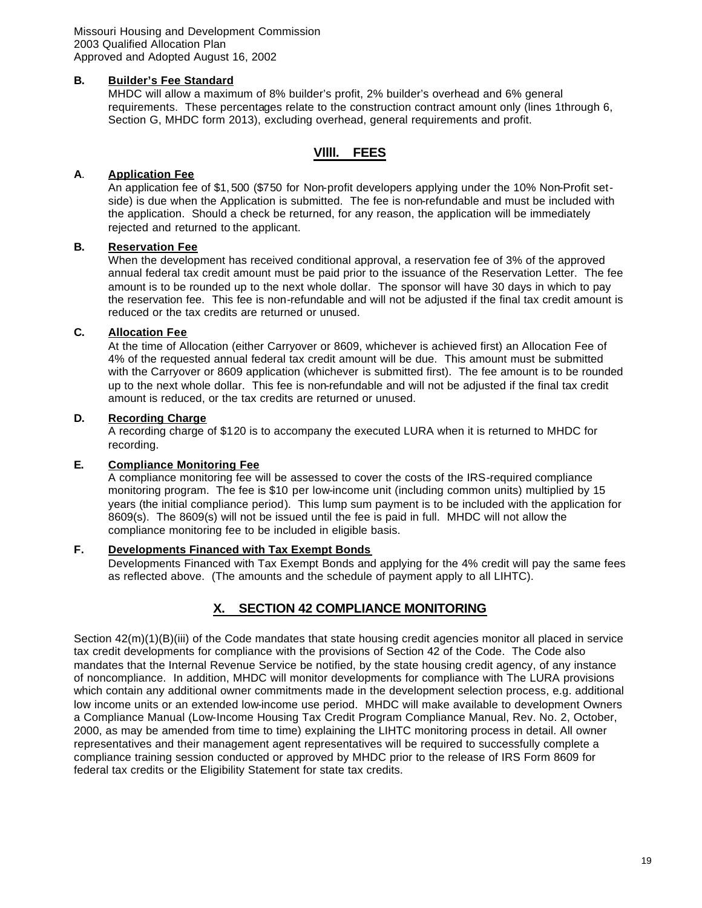**B. Builder's Fee Standard**

MHDC will allow a maximum of 8% builder's profit, 2% builder's overhead and 6% general requirements. These percentages relate to the construction contract amount only (lines 1through 6, Section G, MHDC form 2013), excluding overhead, general requirements and profit.

## VIIII. FEES

**A. Application Fee**

An application fee of $1,500 ($750 for Non-profit developers applying under the 10% Non-Profit set-side) is due when the Application is submitted. The fee is non-refundable and must be included with the application. Should a check be returned, for any reason, the application will be immediately rejected and returned to the applicant.

**B. Reservation Fee**

When the development has received conditional approval, a reservation fee of 3% of the approved annual federal tax credit amount must be paid prior to the issuance of the Reservation Letter. The fee amount is to be rounded up to the next whole dollar. The sponsor will have 30 days in which to pay the reservation fee. This fee is non-refundable and will not be adjusted if the final tax credit amount is reduced or the tax credits are returned or unused.

**C. Allocation Fee**

At the time of Allocation (either Carryover or 8609, whichever is achieved first) an Allocation Fee of 4% of the requested annual federal tax credit amount will be due. This amount must be submitted with the Carryover or 8609 application (whichever is submitted first). The fee amount is to be rounded up to the next whole dollar. This fee is non-refundable and will not be adjusted if the final tax credit amount is reduced, or the tax credits are returned or unused.

**D. Recording Charge**

A recording charge of $120 is to accompany the executed LURA when it is returned to MHDC for recording.

**E. Compliance Monitoring Fee**

A compliance monitoring fee will be assessed to cover the costs of the IRS-required compliance monitoring program. The fee is $10 per low-income unit (including common units) multiplied by 15 years (the initial compliance period). This lump sum payment is to be included with the application for 8609(s). The 8609(s) will not be issued until the fee is paid in full. MHDC will not allow the compliance monitoring fee to be included in eligible basis.

**F. Developments Financed with Tax Exempt Bonds**

Developments Financed with Tax Exempt Bonds and applying for the 4% credit will pay the same fees as reflected above. (The amounts and the schedule of payment apply to all LIHTC).

## X. SECTION 42 COMPLIANCE MONITORING

Section 42(m)(1)(B)(iii) of the Code mandates that state housing credit agencies monitor all placed in service tax credit developments for compliance with the provisions of Section 42 of the Code. The Code also mandates that the Internal Revenue Service be notified, by the state housing credit agency, of any instance of noncompliance. In addition, MHDC will monitor developments for compliance with The LURA provisions which contain any additional owner commitments made in the development selection process, e.g. additional low income units or an extended low-income use period. MHDC will make available to development Owners a Compliance Manual (Low-Income Housing Tax Credit Program Compliance Manual, Rev. No. 2, October, 2000, as may be amended from time to time) explaining the LIHTC monitoring process in detail. All owner representatives and their management agent representatives will be required to successfully complete a compliance training session conducted or approved by MHDC prior to the release of IRS Form 8609 for federal tax credits or the Eligibility Statement for state tax credits.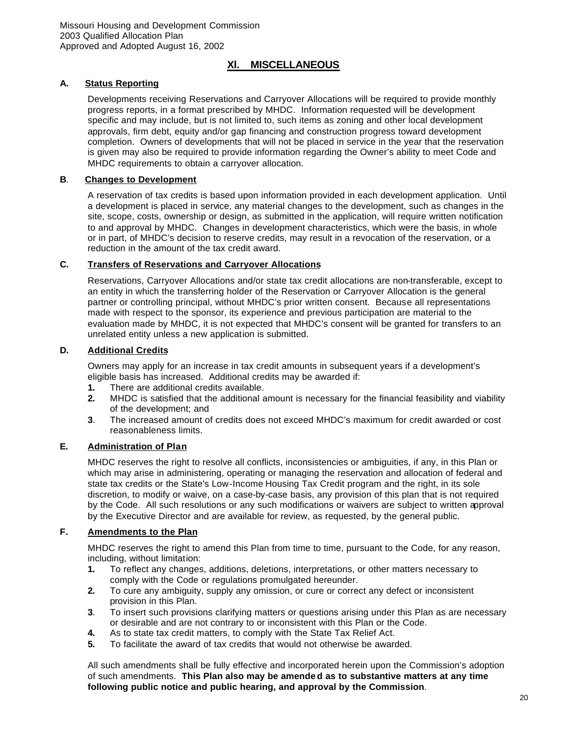## XI. MISCELLANEOUS

### A. Status Reporting

Developments receiving Reservations and Carryover Allocations will be required to provide monthly progress reports, in a format prescribed by MHDC. Information requested will be development specific and may include, but is not limited to, such items as zoning and other local development approvals, firm debt, equity and/or gap financing and construction progress toward development completion. Owners of developments that will not be placed in service in the year that the reservation is given may also be required to provide information regarding the Owner's ability to meet Code and MHDC requirements to obtain a carryover allocation.

### B. Changes to Development

A reservation of tax credits is based upon information provided in each development application. Until a development is placed in service, any material changes to the development, such as changes in the site, scope, costs, ownership or design, as submitted in the application, will require written notification to and approval by MHDC. Changes in development characteristics, which were the basis, in whole or in part, of MHDC's decision to reserve credits, may result in a revocation of the reservation, or a reduction in the amount of the tax credit award.

### C. Transfers of Reservations and Carryover Allocations

Reservations, Carryover Allocations and/or state tax credit allocations are non-transferable, except to an entity in which the transferring holder of the Reservation or Carryover Allocation is the general partner or controlling principal, without MHDC's prior written consent. Because all representations made with respect to the sponsor, its experience and previous participation are material to the evaluation made by MHDC, it is not expected that MHDC's consent will be granted for transfers to an unrelated entity unless a new application is submitted.

### D. Additional Credits

Owners may apply for an increase in tax credit amounts in subsequent years if a development's eligible basis has increased. Additional credits may be awarded if:

1. There are additional credits available.
2. MHDC is satisfied that the additional amount is necessary for the financial feasibility and viability of the development; and
3. The increased amount of credits does not exceed MHDC's maximum for credit awarded or cost reasonableness limits.

### E. Administration of Plan

MHDC reserves the right to resolve all conflicts, inconsistencies or ambiguities, if any, in this Plan or which may arise in administering, operating or managing the reservation and allocation of federal and state tax credits or the State's Low-Income Housing Tax Credit program and the right, in its sole discretion, to modify or waive, on a case-by-case basis, any provision of this plan that is not required by the Code. All such resolutions or any such modifications or waivers are subject to written approval by the Executive Director and are available for review, as requested, by the general public.

### F. Amendments to the Plan

MHDC reserves the right to amend this Plan from time to time, pursuant to the Code, for any reason, including, without limitation:

1. To reflect any changes, additions, deletions, interpretations, or other matters necessary to comply with the Code or regulations promulgated hereunder.
2. To cure any ambiguity, supply any omission, or cure or correct any defect or inconsistent provision in this Plan.
3. To insert such provisions clarifying matters or questions arising under this Plan as are necessary or desirable and are not contrary to or inconsistent with this Plan or the Code.
4. As to state tax credit matters, to comply with the State Tax Relief Act.
5. To facilitate the award of tax credits that would not otherwise be awarded.

All such amendments shall be fully effective and incorporated herein upon the Commission's adoption of such amendments. **This Plan also may be amended as to substantive matters at any time following public notice and public hearing, and approval by the Commission**.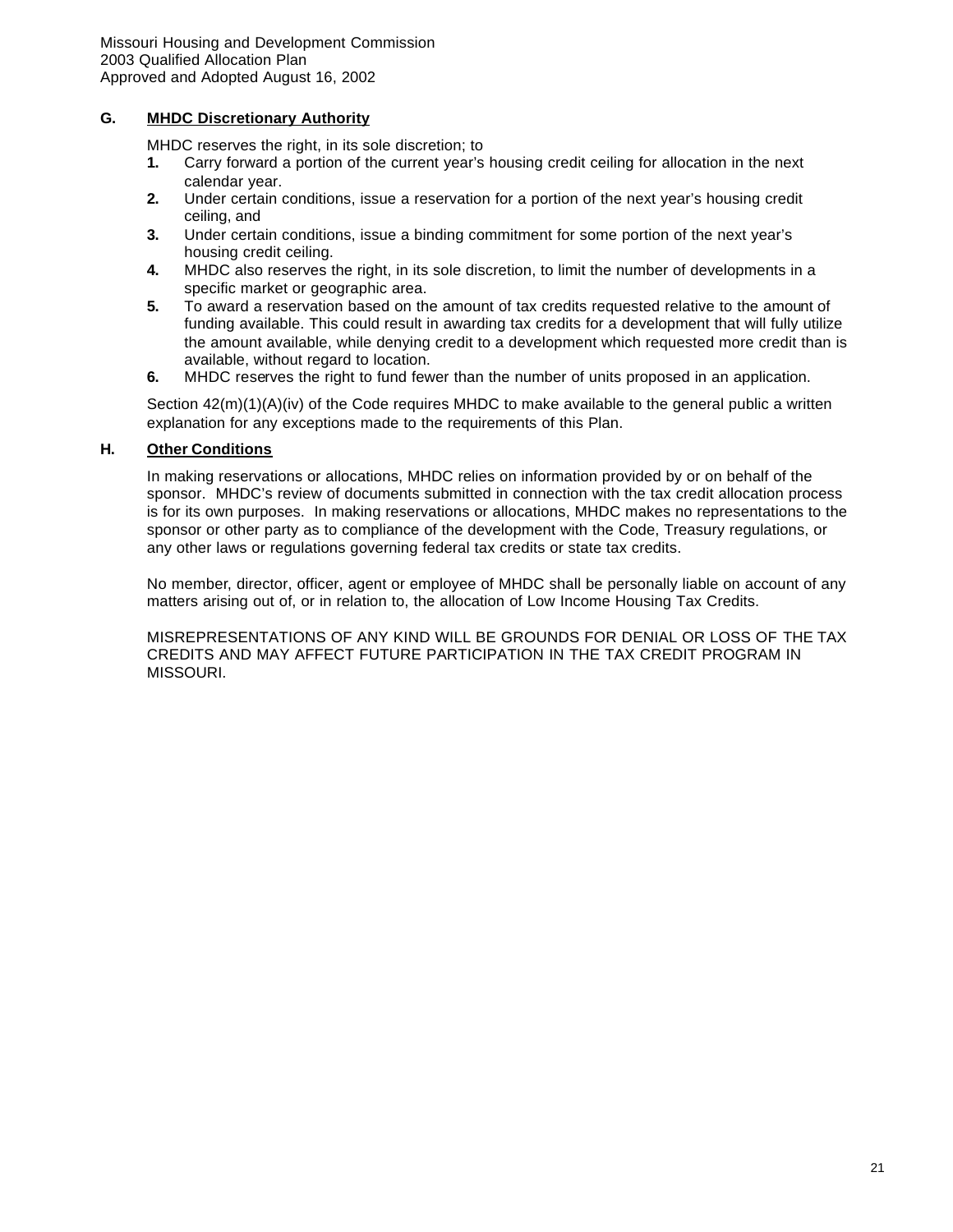### G. MHDC Discretionary Authority

MHDC reserves the right, in its sole discretion; to

1. Carry forward a portion of the current year's housing credit ceiling for allocation in the next calendar year.
2. Under certain conditions, issue a reservation for a portion of the next year's housing credit ceiling, and
3. Under certain conditions, issue a binding commitment for some portion of the next year's housing credit ceiling.
4. MHDC also reserves the right, in its sole discretion, to limit the number of developments in a specific market or geographic area.
5. To award a reservation based on the amount of tax credits requested relative to the amount of funding available. This could result in awarding tax credits for a development that will fully utilize the amount available, while denying credit to a development which requested more credit than is available, without regard to location.
6. MHDC reserves the right to fund fewer than the number of units proposed in an application.

Section 42(m)(1)(A)(iv) of the Code requires MHDC to make available to the general public a written explanation for any exceptions made to the requirements of this Plan.

### H. Other Conditions

In making reservations or allocations, MHDC relies on information provided by or on behalf of the sponsor. MHDC's review of documents submitted in connection with the tax credit allocation process is for its own purposes. In making reservations or allocations, MHDC makes no representations to the sponsor or other party as to compliance of the development with the Code, Treasury regulations, or any other laws or regulations governing federal tax credits or state tax credits.

No member, director, officer, agent or employee of MHDC shall be personally liable on account of any matters arising out of, or in relation to, the allocation of Low Income Housing Tax Credits.

MISREPRESENTATIONS OF ANY KIND WILL BE GROUNDS FOR DENIAL OR LOSS OF THE TAX CREDITS AND MAY AFFECT FUTURE PARTICIPATION IN THE TAX CREDIT PROGRAM IN MISSOURI.